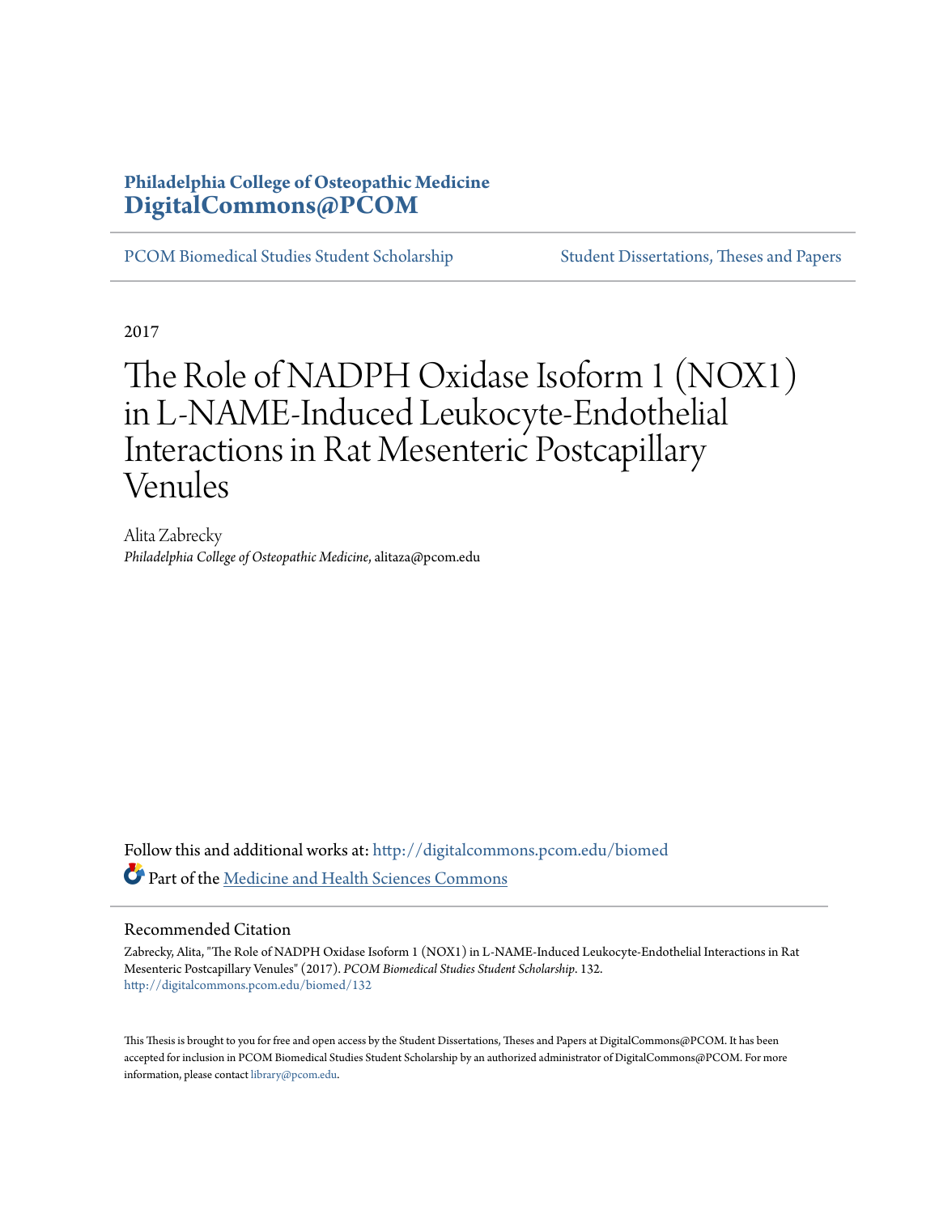**Philadelphia College of Osteopathic Medicine**
**DigitalCommons@PCOM**

PCOM Biomedical Studies Student Scholarship | Student Dissertations, Theses and Papers

2017

# The Role of NADPH Oxidase Isoform 1 (NOX1) in L-NAME-Induced Leukocyte-Endothelial Interactions in Rat Mesenteric Postcapillary Venules

Alita Zabrecky
*Philadelphia College of Osteopathic Medicine*, alitaza@pcom.edu

Follow this and additional works at: http://digitalcommons.pcom.edu/biomed

Part of the Medicine and Health Sciences Commons

## Recommended Citation

Zabrecky, Alita, "The Role of NADPH Oxidase Isoform 1 (NOX1) in L-NAME-Induced Leukocyte-Endothelial Interactions in Rat Mesenteric Postcapillary Venules" (2017). *PCOM Biomedical Studies Student Scholarship*. 132.
http://digitalcommons.pcom.edu/biomed/132

This Thesis is brought to you for free and open access by the Student Dissertations, Theses and Papers at DigitalCommons@PCOM. It has been accepted for inclusion in PCOM Biomedical Studies Student Scholarship by an authorized administrator of DigitalCommons@PCOM. For more information, please contact library@pcom.edu.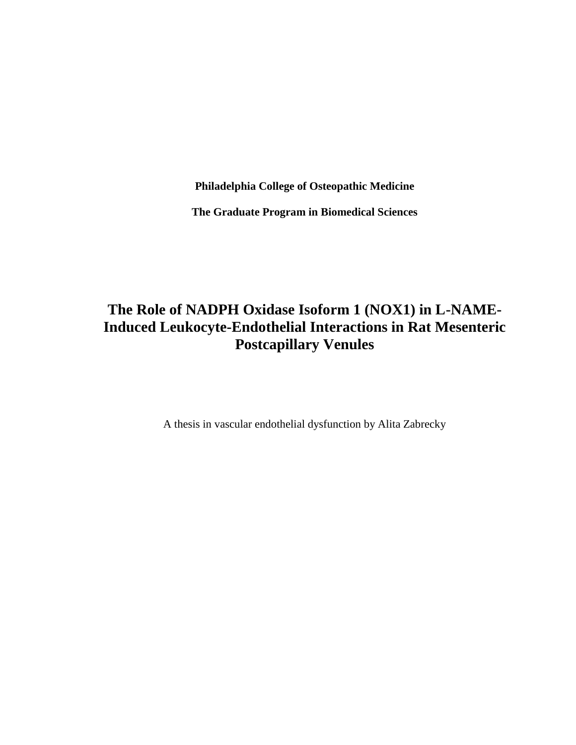**Philadelphia College of Osteopathic Medicine**

**The Graduate Program in Biomedical Sciences**

# The Role of NADPH Oxidase Isoform 1 (NOX1) in L-NAME-Induced Leukocyte-Endothelial Interactions in Rat Mesenteric Postcapillary Venules

A thesis in vascular endothelial dysfunction by Alita Zabrecky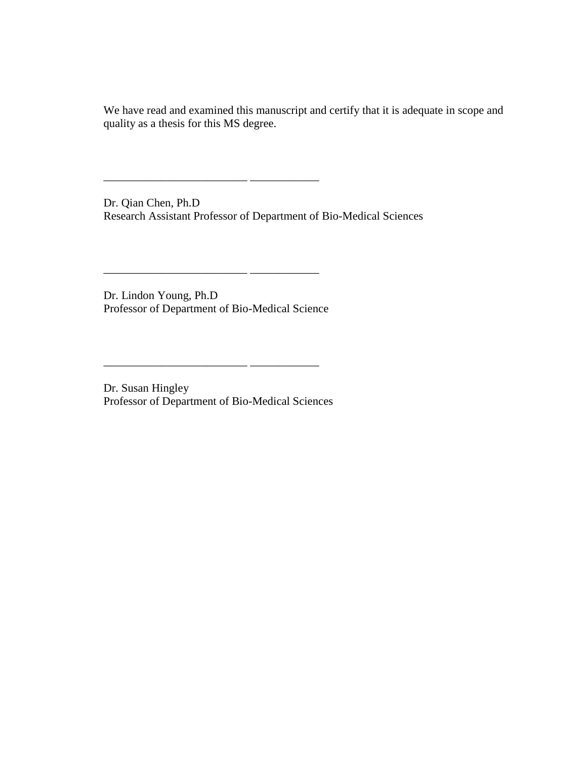We have read and examined this manuscript and certify that it is adequate in scope and quality as a thesis for this MS degree.

_________________________ ___________

Dr. Qian Chen, Ph.D  
Research Assistant Professor of Department of Bio-Medical Sciences

_________________________ ___________

Dr. Lindon Young, Ph.D  
Professor of Department of Bio-Medical Science

_________________________ ___________

Dr. Susan Hingley  
Professor of Department of Bio-Medical Sciences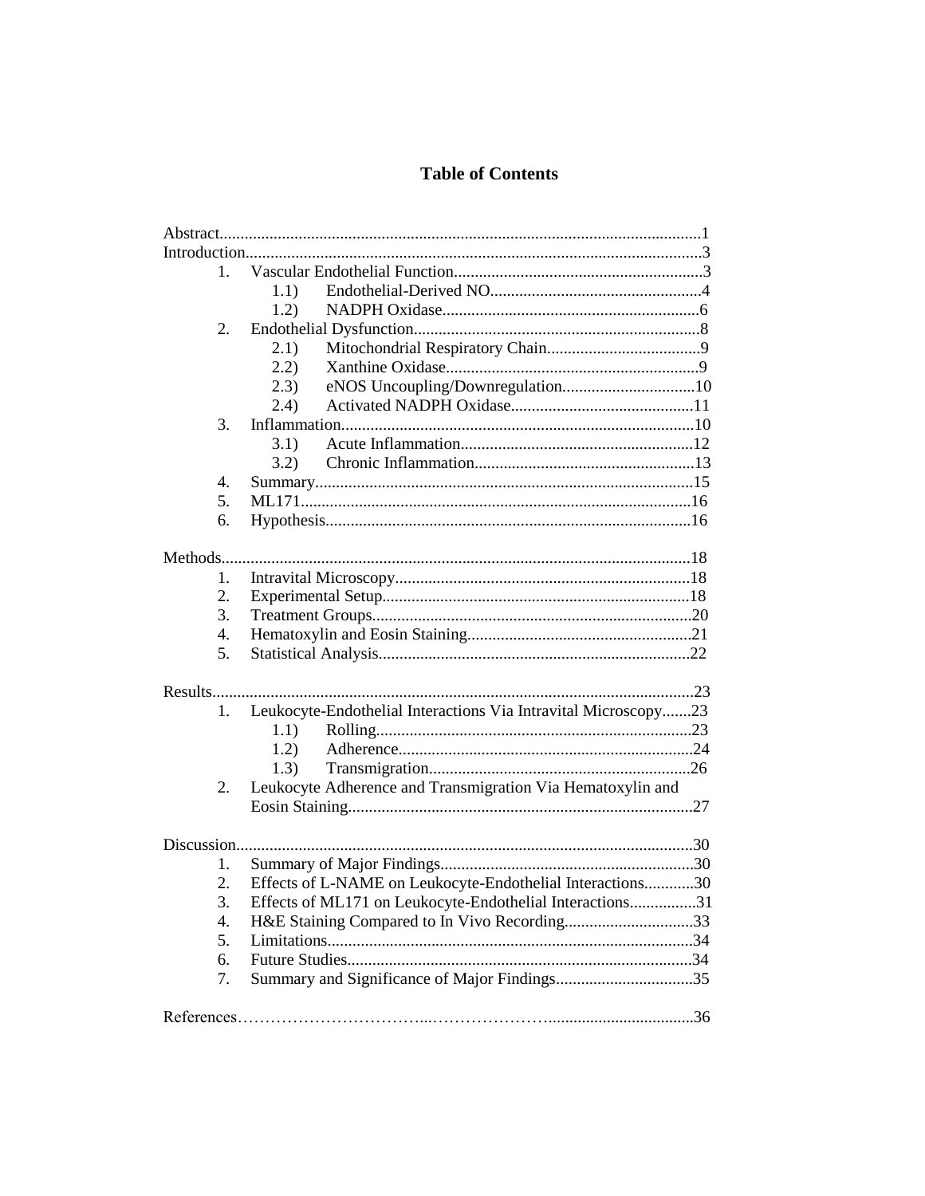# Table of Contents

Abstract........................................................................................................1

Introduction...................................................................................................3

1. Vascular Endothelial Function..........................................................3
    - 1.1) Endothelial-Derived NO..................................................4
    - 1.2) NADPH Oxidase.............................................................6
2. Endothelial Dysfunction....................................................................8
    - 2.1) Mitochondrial Respiratory Chain.....................................9
    - 2.2) Xanthine Oxidase............................................................9
    - 2.3) eNOS Uncoupling/Downregulation................................10
    - 2.4) Activated NADPH Oxidase............................................11
3. Inflammation.....................................................................................10
    - 3.1) Acute Inflammation........................................................12
    - 3.2) Chronic Inflammation.....................................................13
4. Summary...........................................................................................15
5. ML171..............................................................................................16
6. Hypothesis........................................................................................16

Methods.......................................................................................................18

1. Intravital Microscopy.......................................................................18
2. Experimental Setup..........................................................................18
3. Treatment Groups............................................................................20
4. Hematoxylin and Eosin Staining......................................................21
5. Statistical Analysis...........................................................................22

Results.........................................................................................................23

1. Leukocyte-Endothelial Interactions Via Intravital Microscopy.......23
    - 1.1) Rolling............................................................................23
    - 1.2) Adherence.......................................................................24
    - 1.3) Transmigration...............................................................26
2. Leukocyte Adherence and Transmigration Via Hematoxylin and Eosin Staining...................................................................................27

Discussion....................................................................................................30

1. Summary of Major Findings.............................................................30
2. Effects of L-NAME on Leukocyte-Endothelial Interactions............30
3. Effects of ML171 on Leukocyte-Endothelial Interactions................31
4. H&E Staining Compared to In Vivo Recording...............................33
5. Limitations........................................................................................34
6. Future Studies...................................................................................34
7. Summary and Significance of Major Findings.................................35

References....................................................................................................36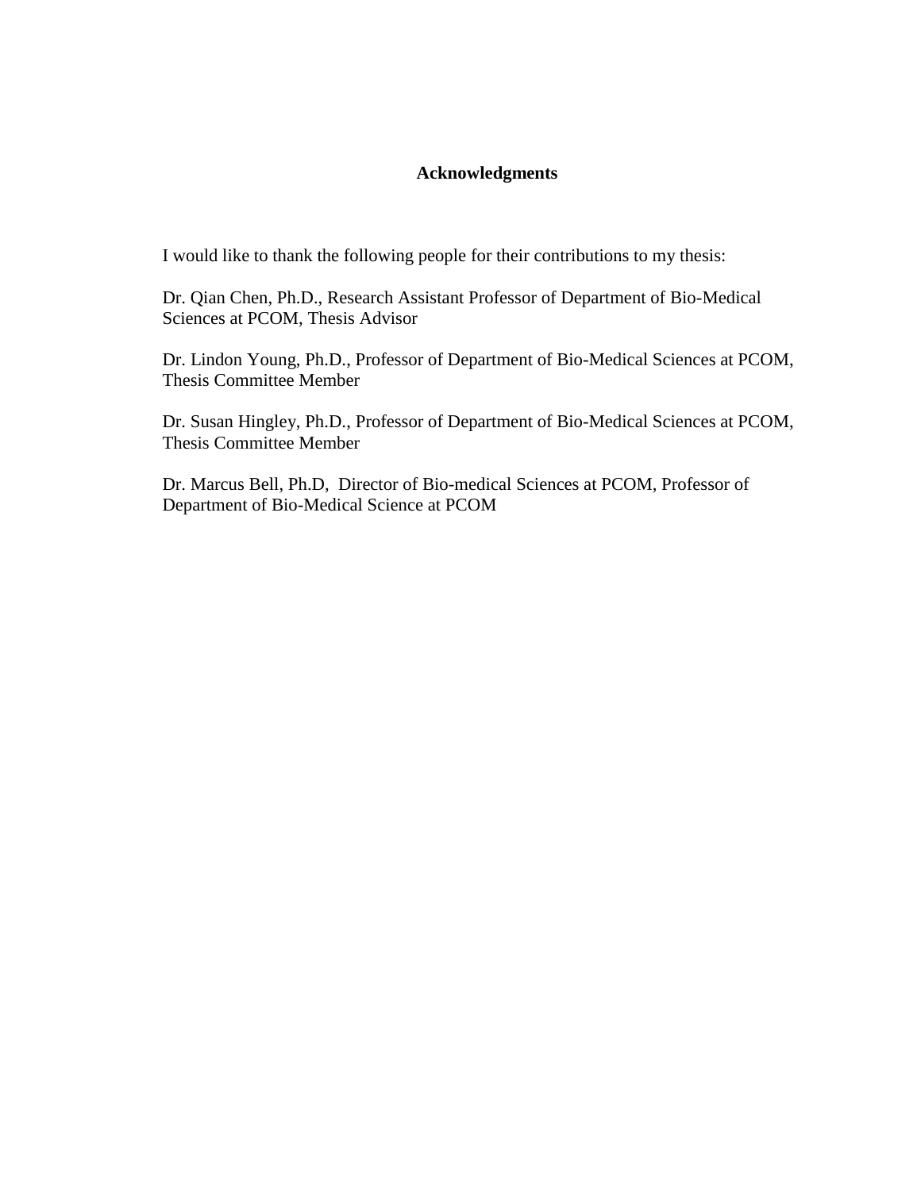## Acknowledgments

I would like to thank the following people for their contributions to my thesis:

Dr. Qian Chen, Ph.D., Research Assistant Professor of Department of Bio-Medical Sciences at PCOM, Thesis Advisor

Dr. Lindon Young, Ph.D., Professor of Department of Bio-Medical Sciences at PCOM, Thesis Committee Member

Dr. Susan Hingley, Ph.D., Professor of Department of Bio-Medical Sciences at PCOM, Thesis Committee Member

Dr. Marcus Bell, Ph.D, Director of Bio-medical Sciences at PCOM, Professor of Department of Bio-Medical Science at PCOM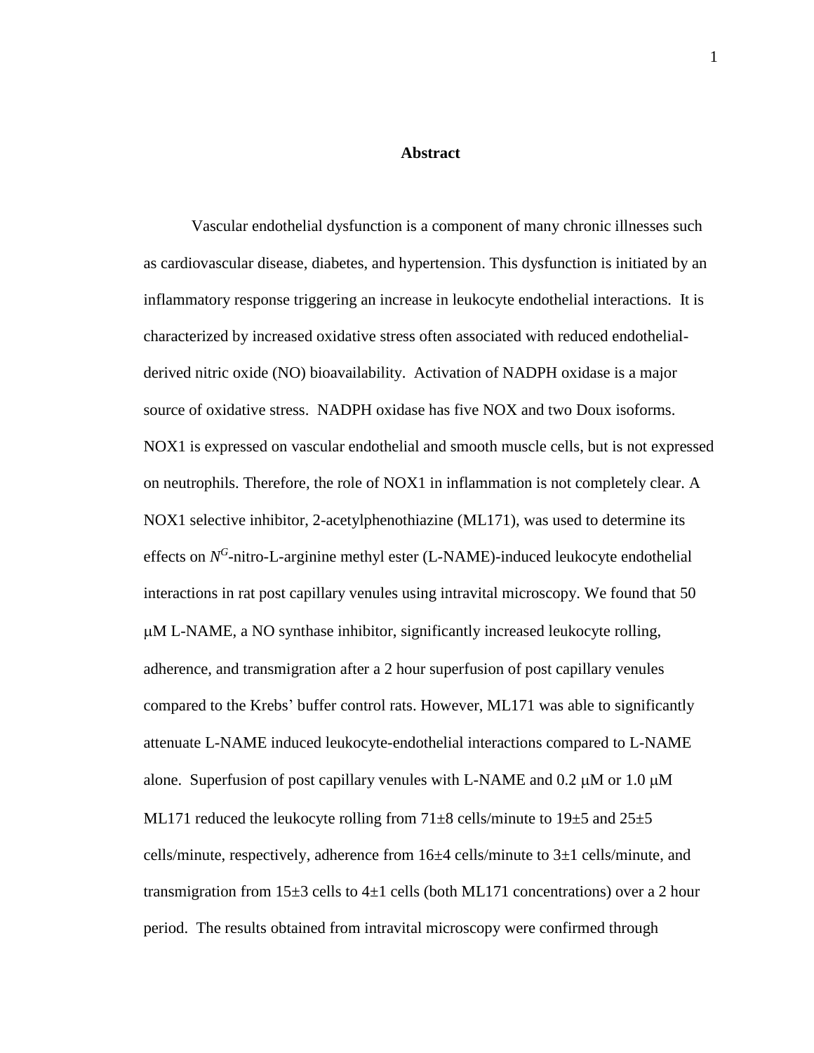# Abstract

Vascular endothelial dysfunction is a component of many chronic illnesses such as cardiovascular disease, diabetes, and hypertension. This dysfunction is initiated by an inflammatory response triggering an increase in leukocyte endothelial interactions. It is characterized by increased oxidative stress often associated with reduced endothelial-derived nitric oxide (NO) bioavailability. Activation of NADPH oxidase is a major source of oxidative stress. NADPH oxidase has five NOX and two Doux isoforms. NOX1 is expressed on vascular endothelial and smooth muscle cells, but is not expressed on neutrophils. Therefore, the role of NOX1 in inflammation is not completely clear. A NOX1 selective inhibitor, 2-acetylphenothiazine (ML171), was used to determine its effects on $N^G$-nitro-L-arginine methyl ester (L-NAME)-induced leukocyte endothelial interactions in rat post capillary venules using intravital microscopy. We found that 50 μM L-NAME, a NO synthase inhibitor, significantly increased leukocyte rolling, adherence, and transmigration after a 2 hour superfusion of post capillary venules compared to the Krebs' buffer control rats. However, ML171 was able to significantly attenuate L-NAME induced leukocyte-endothelial interactions compared to L-NAME alone. Superfusion of post capillary venules with L-NAME and 0.2 μM or 1.0 μM ML171 reduced the leukocyte rolling from 71±8 cells/minute to 19±5 and 25±5 cells/minute, respectively, adherence from 16±4 cells/minute to 3±1 cells/minute, and transmigration from 15±3 cells to 4±1 cells (both ML171 concentrations) over a 2 hour period. The results obtained from intravital microscopy were confirmed through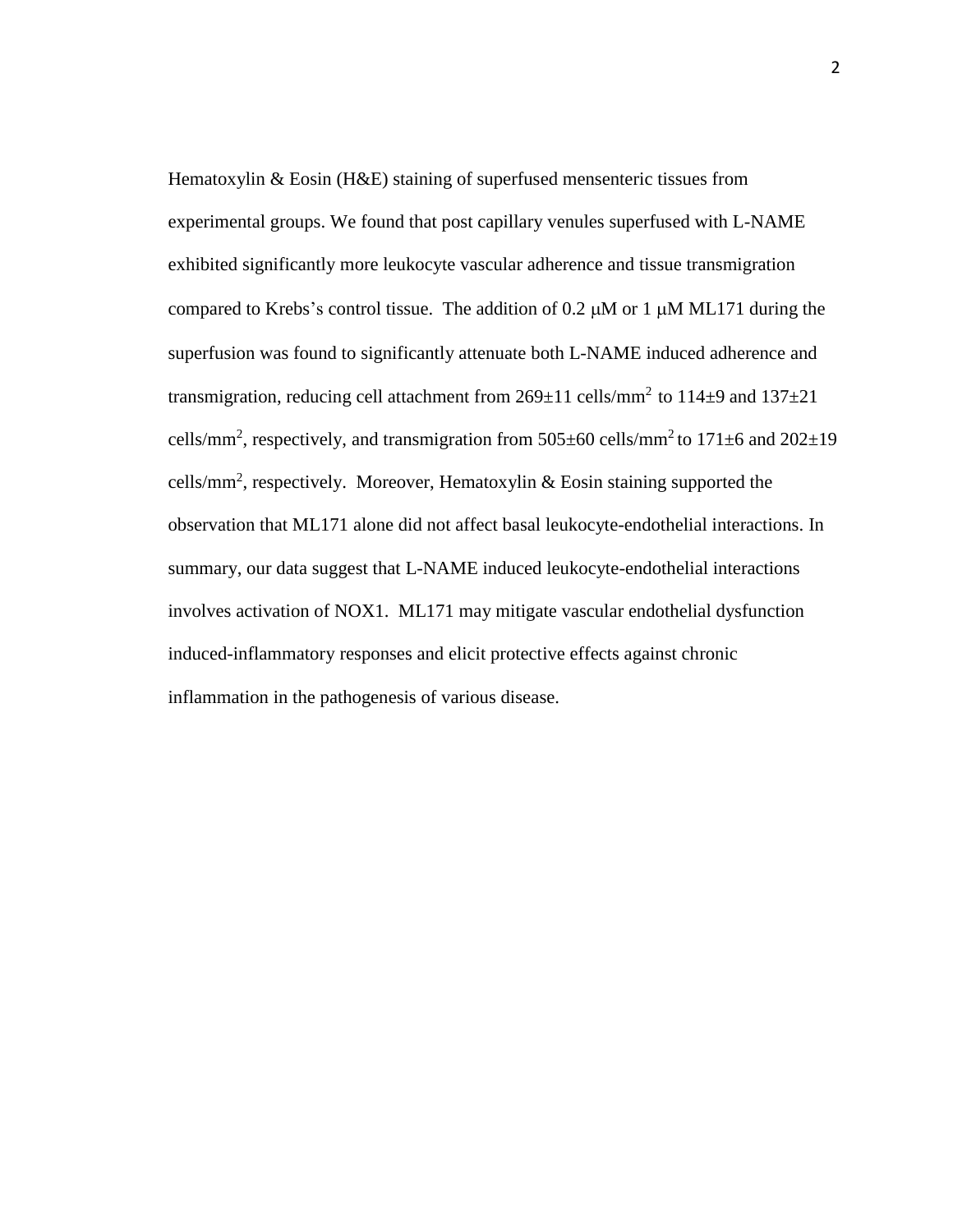Hematoxylin & Eosin (H&E) staining of superfused mensenteric tissues from experimental groups. We found that post capillary venules superfused with L-NAME exhibited significantly more leukocyte vascular adherence and tissue transmigration compared to Krebs's control tissue. The addition of 0.2 μM or 1 μM ML171 during the superfusion was found to significantly attenuate both L-NAME induced adherence and transmigration, reducing cell attachment from 269±11 cells/$mm^2$ to 114±9 and 137±21 cells/$mm^2$, respectively, and transmigration from 505±60 cells/$mm^2$ to 171±6 and 202±19 cells/$mm^2$, respectively. Moreover, Hematoxylin & Eosin staining supported the observation that ML171 alone did not affect basal leukocyte-endothelial interactions. In summary, our data suggest that L-NAME induced leukocyte-endothelial interactions involves activation of NOX1. ML171 may mitigate vascular endothelial dysfunction induced-inflammatory responses and elicit protective effects against chronic inflammation in the pathogenesis of various disease.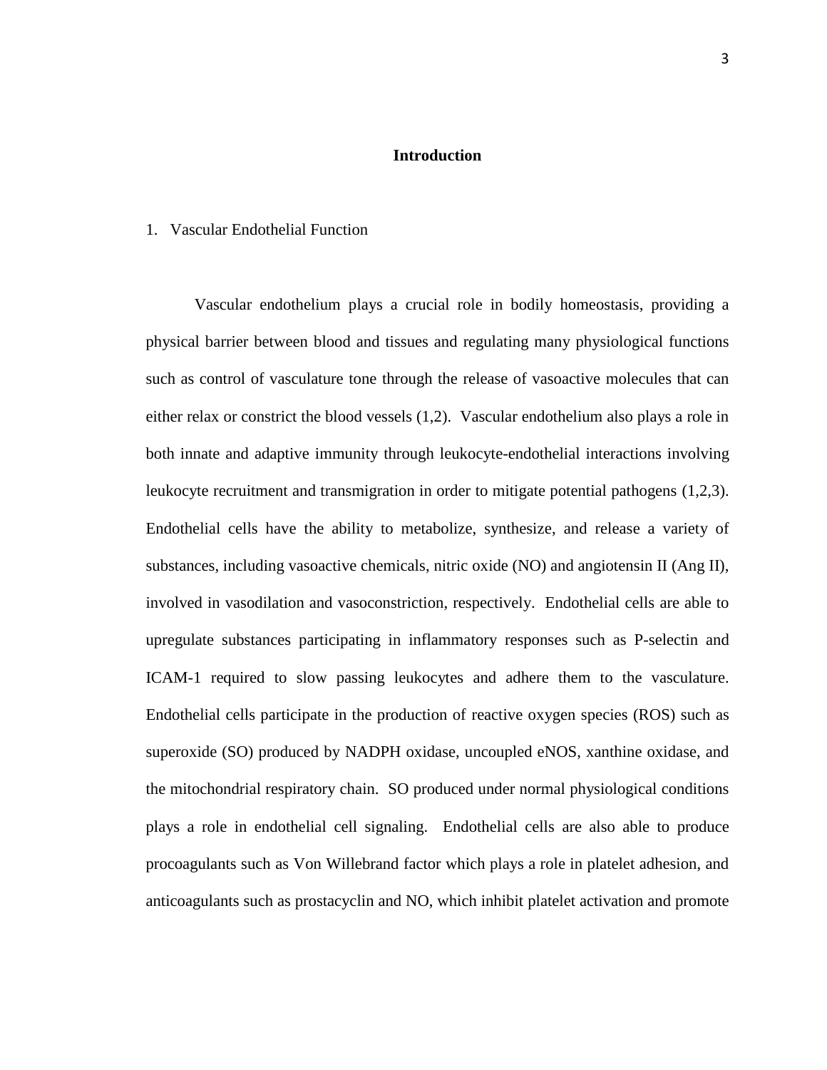# Introduction

## 1. Vascular Endothelial Function

Vascular endothelium plays a crucial role in bodily homeostasis, providing a physical barrier between blood and tissues and regulating many physiological functions such as control of vasculature tone through the release of vasoactive molecules that can either relax or constrict the blood vessels (1,2). Vascular endothelium also plays a role in both innate and adaptive immunity through leukocyte-endothelial interactions involving leukocyte recruitment and transmigration in order to mitigate potential pathogens (1,2,3). Endothelial cells have the ability to metabolize, synthesize, and release a variety of substances, including vasoactive chemicals, nitric oxide (NO) and angiotensin II (Ang II), involved in vasodilation and vasoconstriction, respectively. Endothelial cells are able to upregulate substances participating in inflammatory responses such as P-selectin and ICAM-1 required to slow passing leukocytes and adhere them to the vasculature. Endothelial cells participate in the production of reactive oxygen species (ROS) such as superoxide (SO) produced by NADPH oxidase, uncoupled eNOS, xanthine oxidase, and the mitochondrial respiratory chain. SO produced under normal physiological conditions plays a role in endothelial cell signaling. Endothelial cells are also able to produce procoagulants such as Von Willebrand factor which plays a role in platelet adhesion, and anticoagulants such as prostacyclin and NO, which inhibit platelet activation and promote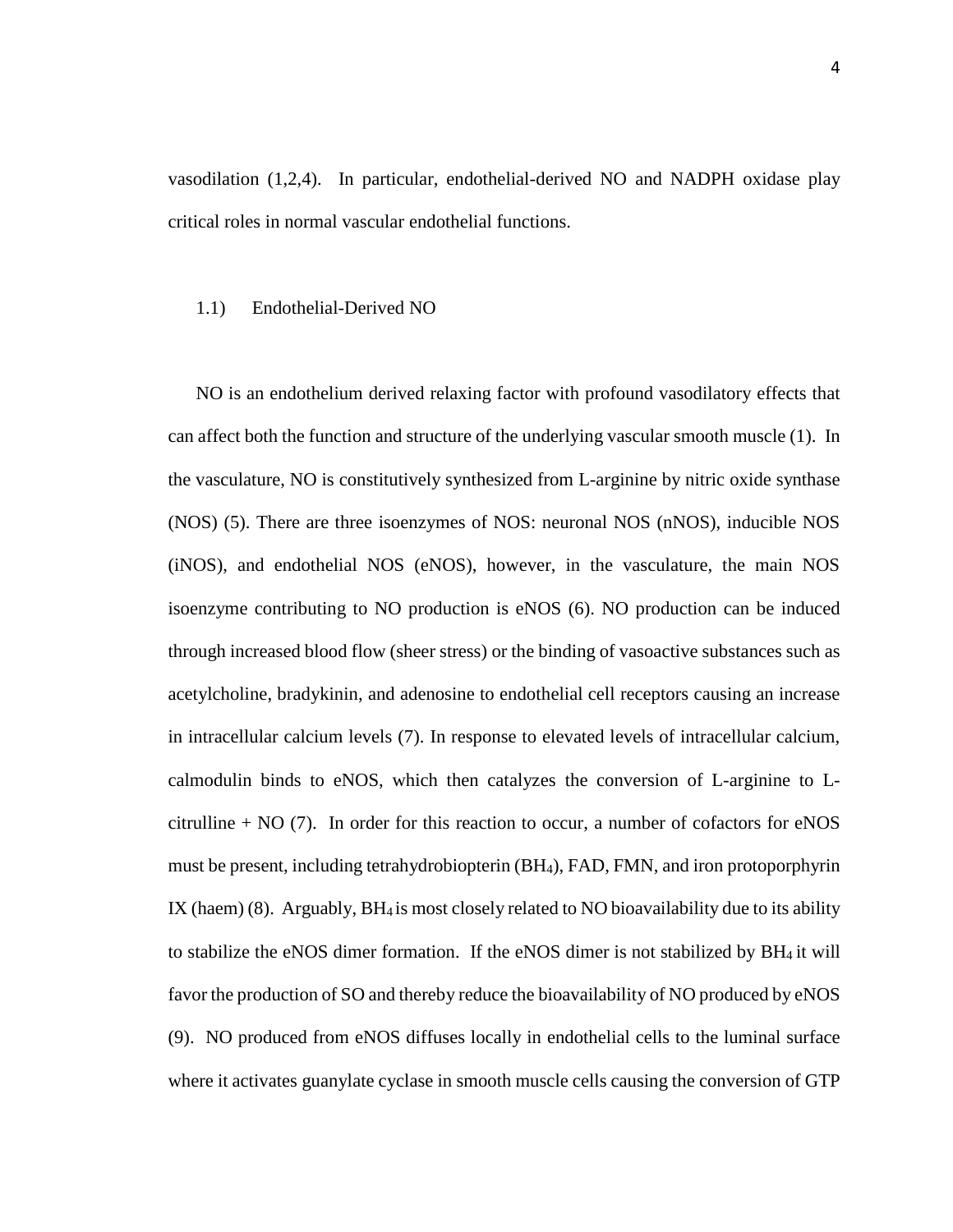vasodilation (1,2,4). In particular, endothelial-derived NO and NADPH oxidase play critical roles in normal vascular endothelial functions.

### 1.1) Endothelial-Derived NO

NO is an endothelium derived relaxing factor with profound vasodilatory effects that can affect both the function and structure of the underlying vascular smooth muscle (1). In the vasculature, NO is constitutively synthesized from L-arginine by nitric oxide synthase (NOS) (5). There are three isoenzymes of NOS: neuronal NOS (nNOS), inducible NOS (iNOS), and endothelial NOS (eNOS), however, in the vasculature, the main NOS isoenzyme contributing to NO production is eNOS (6). NO production can be induced through increased blood flow (sheer stress) or the binding of vasoactive substances such as acetylcholine, bradykinin, and adenosine to endothelial cell receptors causing an increase in intracellular calcium levels (7). In response to elevated levels of intracellular calcium, calmodulin binds to eNOS, which then catalyzes the conversion of L-arginine to L-citrulline + NO (7). In order for this reaction to occur, a number of cofactors for eNOS must be present, including tetrahydrobiopterin ($BH_4$), FAD, FMN, and iron protoporphyrin IX (haem) (8). Arguably, $BH_4$ is most closely related to NO bioavailability due to its ability to stabilize the eNOS dimer formation. If the eNOS dimer is not stabilized by $BH_4$ it will favor the production of SO and thereby reduce the bioavailability of NO produced by eNOS (9). NO produced from eNOS diffuses locally in endothelial cells to the luminal surface where it activates guanylate cyclase in smooth muscle cells causing the conversion of GTP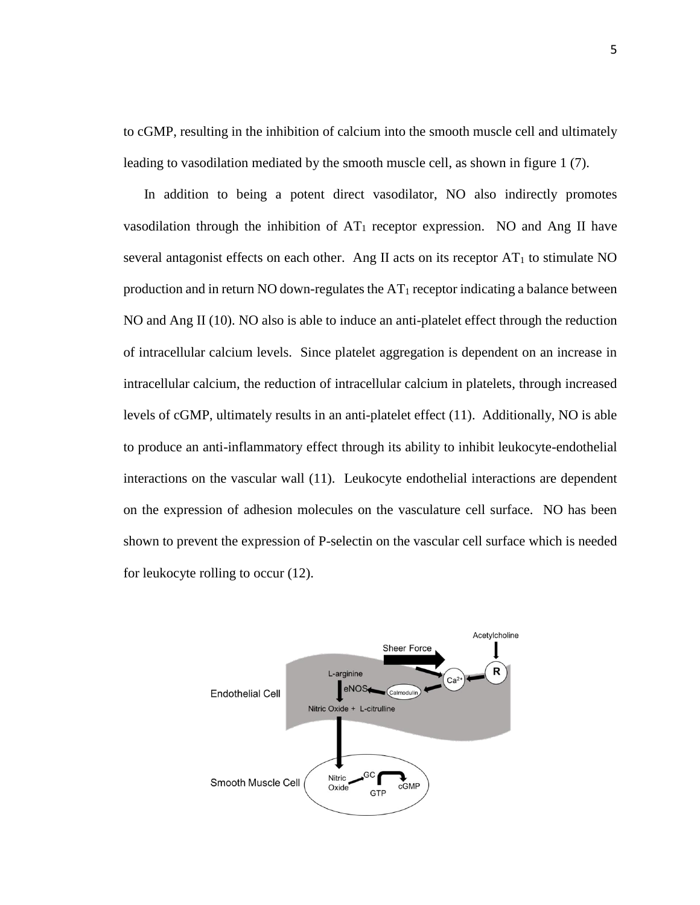to cGMP, resulting in the inhibition of calcium into the smooth muscle cell and ultimately leading to vasodilation mediated by the smooth muscle cell, as shown in figure 1 (7).

In addition to being a potent direct vasodilator, NO also indirectly promotes vasodilation through the inhibition of $AT_1$ receptor expression. NO and Ang II have several antagonist effects on each other. Ang II acts on its receptor $AT_1$ to stimulate NO production and in return NO down-regulates the $AT_1$ receptor indicating a balance between NO and Ang II (10). NO also is able to induce an anti-platelet effect through the reduction of intracellular calcium levels. Since platelet aggregation is dependent on an increase in intracellular calcium, the reduction of intracellular calcium in platelets, through increased levels of cGMP, ultimately results in an anti-platelet effect (11). Additionally, NO is able to produce an anti-inflammatory effect through its ability to inhibit leukocyte-endothelial interactions on the vascular wall (11). Leukocyte endothelial interactions are dependent on the expression of adhesion molecules on the vasculature cell surface. NO has been shown to prevent the expression of P-selectin on the vascular cell surface which is needed for leukocyte rolling to occur (12).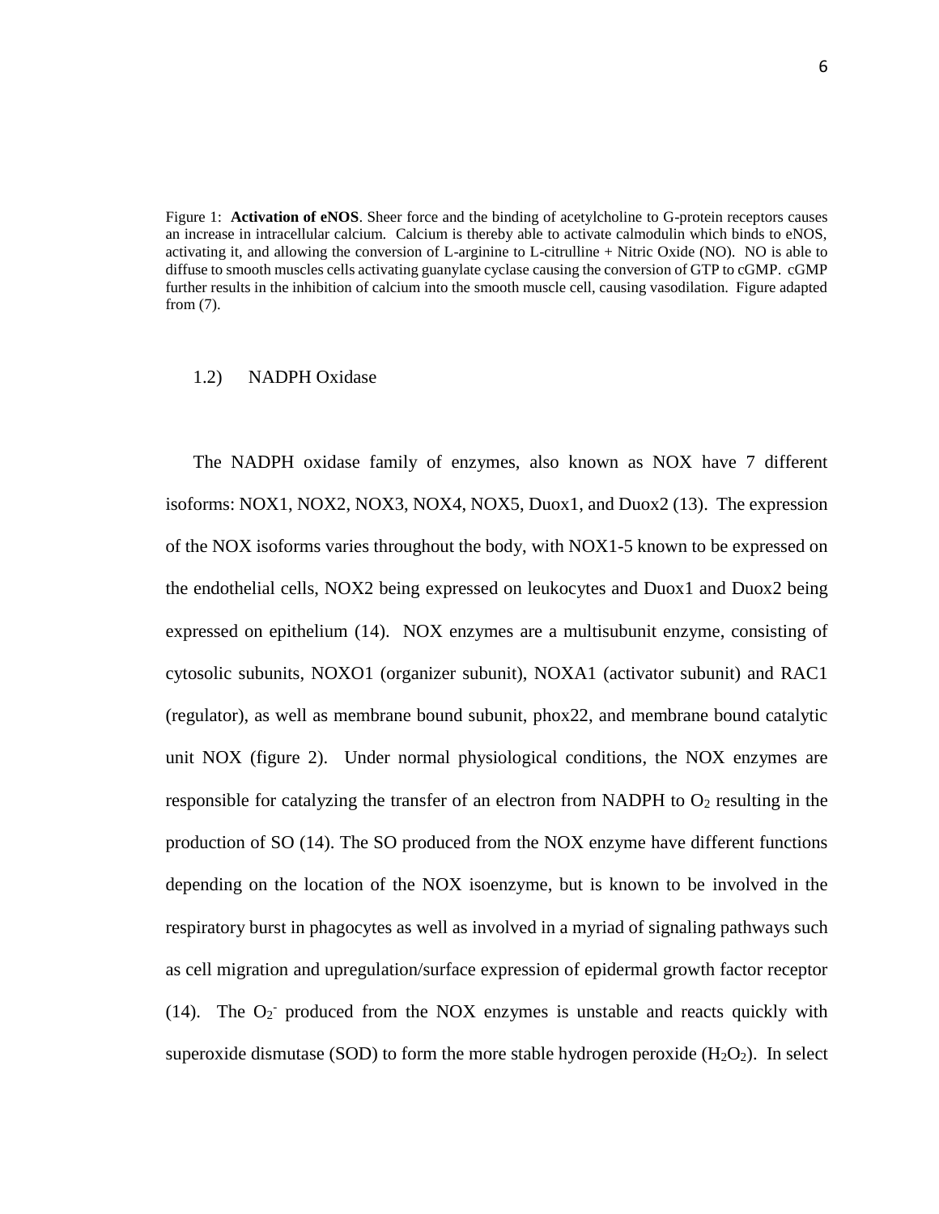Figure 1: **Activation of eNOS**. Sheer force and the binding of acetylcholine to G-protein receptors causes an increase in intracellular calcium. Calcium is thereby able to activate calmodulin which binds to eNOS, activating it, and allowing the conversion of L-arginine to L-citrulline + Nitric Oxide (NO). NO is able to diffuse to smooth muscles cells activating guanylate cyclase causing the conversion of GTP to cGMP. cGMP further results in the inhibition of calcium into the smooth muscle cell, causing vasodilation. Figure adapted from (7).

### 1.2) NADPH Oxidase

The NADPH oxidase family of enzymes, also known as NOX have 7 different isoforms: NOX1, NOX2, NOX3, NOX4, NOX5, Duox1, and Duox2 (13). The expression of the NOX isoforms varies throughout the body, with NOX1-5 known to be expressed on the endothelial cells, NOX2 being expressed on leukocytes and Duox1 and Duox2 being expressed on epithelium (14). NOX enzymes are a multisubunit enzyme, consisting of cytosolic subunits, NOXO1 (organizer subunit), NOXA1 (activator subunit) and RAC1 (regulator), as well as membrane bound subunit, phox22, and membrane bound catalytic unit NOX (figure 2). Under normal physiological conditions, the NOX enzymes are responsible for catalyzing the transfer of an electron from NADPH to $O_2$ resulting in the production of SO (14). The SO produced from the NOX enzyme have different functions depending on the location of the NOX isoenzyme, but is known to be involved in the respiratory burst in phagocytes as well as involved in a myriad of signaling pathways such as cell migration and upregulation/surface expression of epidermal growth factor receptor (14). The $O_2^-$ produced from the NOX enzymes is unstable and reacts quickly with superoxide dismutase (SOD) to form the more stable hydrogen peroxide ($H_2O_2$). In select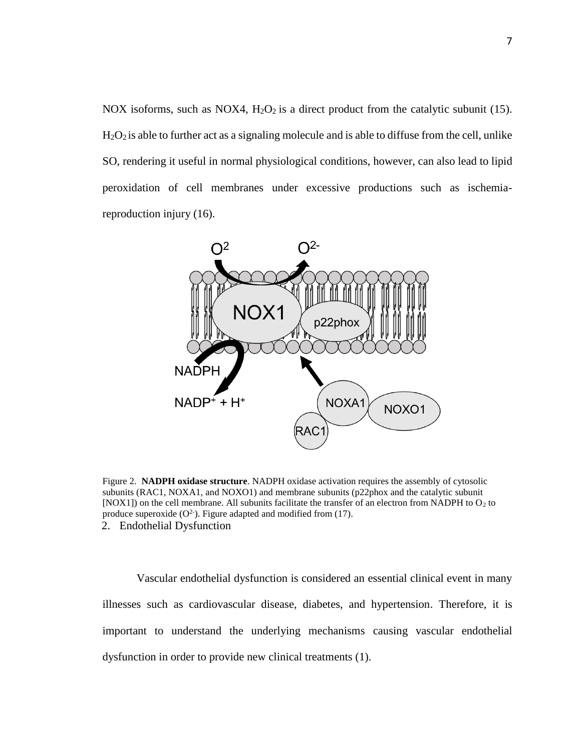NOX isoforms, such as NOX4, $H_2O_2$ is a direct product from the catalytic subunit (15). $H_2O_2$ is able to further act as a signaling molecule and is able to diffuse from the cell, unlike SO, rendering it useful in normal physiological conditions, however, can also lead to lipid peroxidation of cell membranes under excessive productions such as ischemia-reproduction injury (16).

Figure 2. **NADPH oxidase structure**. NADPH oxidase activation requires the assembly of cytosolic subunits (RAC1, NOXA1, and NOXO1) and membrane subunits (p22phox and the catalytic subunit [NOX1]) on the cell membrane. All subunits facilitate the transfer of an electron from NADPH to $O_2$ to produce superoxide ($O^{2-}$). Figure adapted and modified from (17).

## 2. Endothelial Dysfunction

Vascular endothelial dysfunction is considered an essential clinical event in many illnesses such as cardiovascular disease, diabetes, and hypertension. Therefore, it is important to understand the underlying mechanisms causing vascular endothelial dysfunction in order to provide new clinical treatments (1).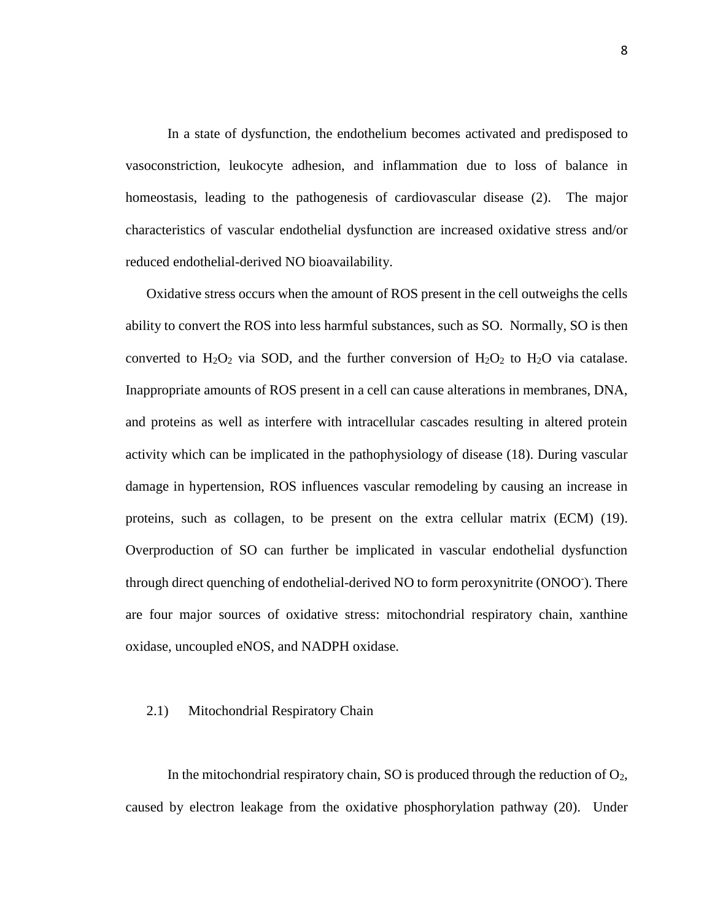In a state of dysfunction, the endothelium becomes activated and predisposed to vasoconstriction, leukocyte adhesion, and inflammation due to loss of balance in homeostasis, leading to the pathogenesis of cardiovascular disease (2). The major characteristics of vascular endothelial dysfunction are increased oxidative stress and/or reduced endothelial-derived NO bioavailability.

Oxidative stress occurs when the amount of ROS present in the cell outweighs the cells ability to convert the ROS into less harmful substances, such as SO. Normally, SO is then converted to $H_2O_2$ via SOD, and the further conversion of $H_2O_2$ to $H_2O$ via catalase. Inappropriate amounts of ROS present in a cell can cause alterations in membranes, DNA, and proteins as well as interfere with intracellular cascades resulting in altered protein activity which can be implicated in the pathophysiology of disease (18). During vascular damage in hypertension, ROS influences vascular remodeling by causing an increase in proteins, such as collagen, to be present on the extra cellular matrix (ECM) (19). Overproduction of SO can further be implicated in vascular endothelial dysfunction through direct quenching of endothelial-derived NO to form peroxynitrite ($ONOO^-$). There are four major sources of oxidative stress: mitochondrial respiratory chain, xanthine oxidase, uncoupled eNOS, and NADPH oxidase.

### 2.1) Mitochondrial Respiratory Chain

In the mitochondrial respiratory chain, SO is produced through the reduction of $O_2$, caused by electron leakage from the oxidative phosphorylation pathway (20). Under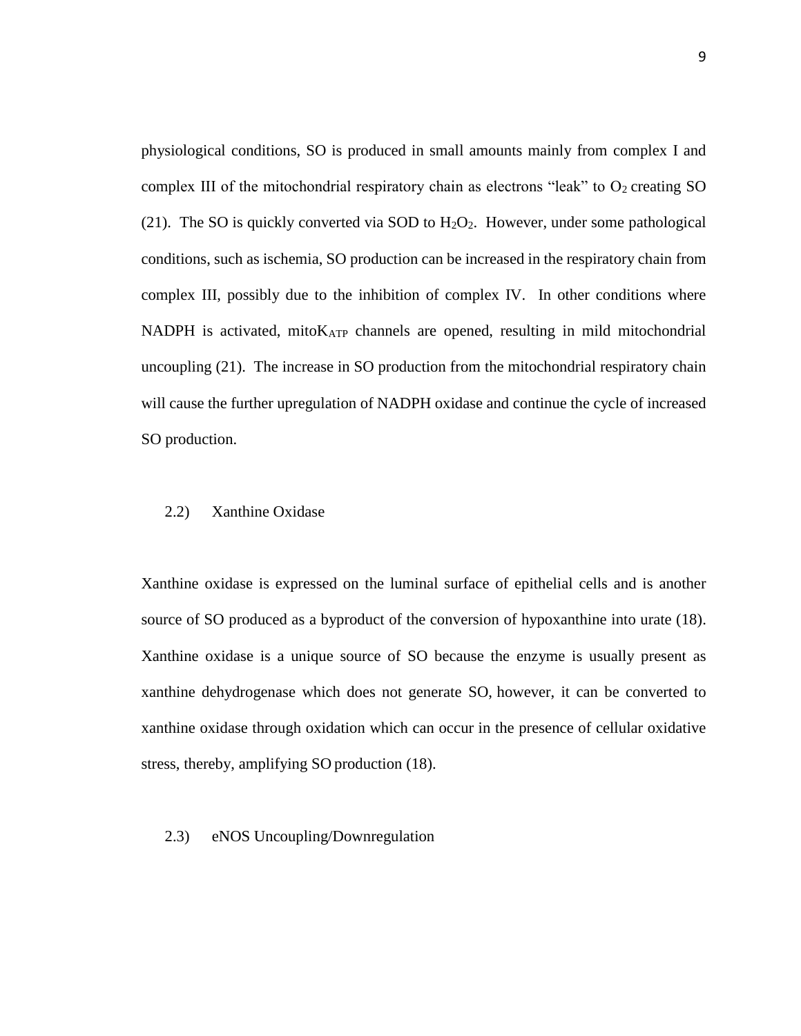physiological conditions, SO is produced in small amounts mainly from complex I and complex III of the mitochondrial respiratory chain as electrons "leak" to $O_2$ creating SO (21). The SO is quickly converted via SOD to $H_2O_2$. However, under some pathological conditions, such as ischemia, SO production can be increased in the respiratory chain from complex III, possibly due to the inhibition of complex IV. In other conditions where NADPH is activated, mito$K_{ATP}$ channels are opened, resulting in mild mitochondrial uncoupling (21). The increase in SO production from the mitochondrial respiratory chain will cause the further upregulation of NADPH oxidase and continue the cycle of increased SO production.

### 2.2) Xanthine Oxidase

Xanthine oxidase is expressed on the luminal surface of epithelial cells and is another source of SO produced as a byproduct of the conversion of hypoxanthine into urate (18). Xanthine oxidase is a unique source of SO because the enzyme is usually present as xanthine dehydrogenase which does not generate SO, however, it can be converted to xanthine oxidase through oxidation which can occur in the presence of cellular oxidative stress, thereby, amplifying SO production (18).

### 2.3) eNOS Uncoupling/Downregulation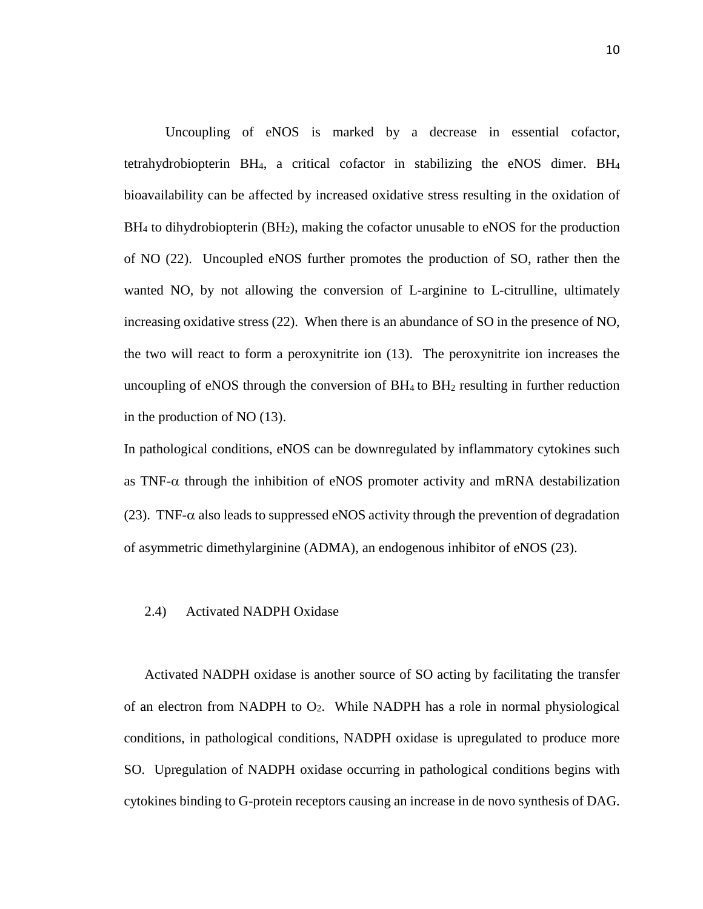Uncoupling of eNOS is marked by a decrease in essential cofactor, tetrahydrobiopterin $BH_4$, a critical cofactor in stabilizing the eNOS dimer. $BH_4$ bioavailability can be affected by increased oxidative stress resulting in the oxidation of $BH_4$ to dihydrobiopterin ($BH_2$), making the cofactor unusable to eNOS for the production of NO (22). Uncoupled eNOS further promotes the production of SO, rather then the wanted NO, by not allowing the conversion of L-arginine to L-citrulline, ultimately increasing oxidative stress (22). When there is an abundance of SO in the presence of NO, the two will react to form a peroxynitrite ion (13). The peroxynitrite ion increases the uncoupling of eNOS through the conversion of $BH_4$ to $BH_2$ resulting in further reduction in the production of NO (13).

In pathological conditions, eNOS can be downregulated by inflammatory cytokines such as TNF-$\alpha$ through the inhibition of eNOS promoter activity and mRNA destabilization (23). TNF-$\alpha$ also leads to suppressed eNOS activity through the prevention of degradation of asymmetric dimethylarginine (ADMA), an endogenous inhibitor of eNOS (23).

### 2.4) Activated NADPH Oxidase

Activated NADPH oxidase is another source of SO acting by facilitating the transfer of an electron from NADPH to $O_2$. While NADPH has a role in normal physiological conditions, in pathological conditions, NADPH oxidase is upregulated to produce more SO. Upregulation of NADPH oxidase occurring in pathological conditions begins with cytokines binding to G-protein receptors causing an increase in de novo synthesis of DAG.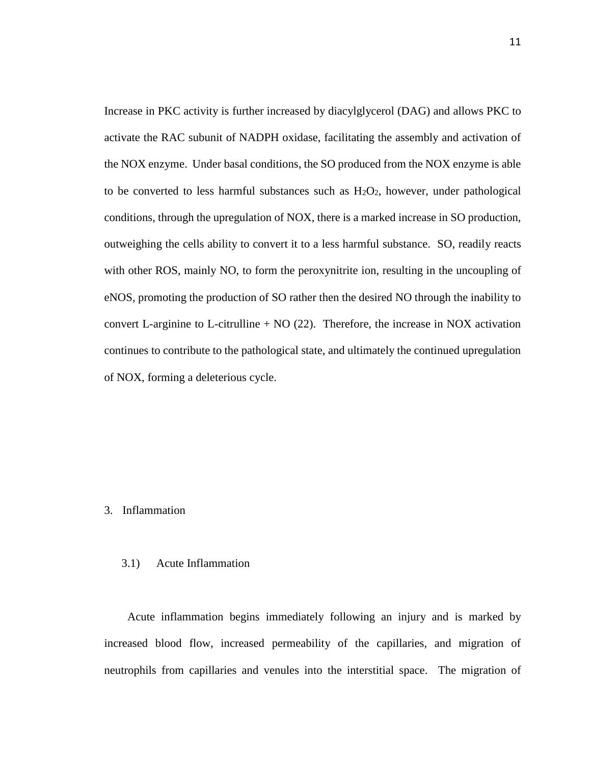Increase in PKC activity is further increased by diacylglycerol (DAG) and allows PKC to activate the RAC subunit of NADPH oxidase, facilitating the assembly and activation of the NOX enzyme. Under basal conditions, the SO produced from the NOX enzyme is able to be converted to less harmful substances such as $H_2O_2$, however, under pathological conditions, through the upregulation of NOX, there is a marked increase in SO production, outweighing the cells ability to convert it to a less harmful substance. SO, readily reacts with other ROS, mainly NO, to form the peroxynitrite ion, resulting in the uncoupling of eNOS, promoting the production of SO rather then the desired NO through the inability to convert L-arginine to L-citrulline + NO (22). Therefore, the increase in NOX activation continues to contribute to the pathological state, and ultimately the continued upregulation of NOX, forming a deleterious cycle.

## 3. Inflammation

### 3.1) Acute Inflammation

Acute inflammation begins immediately following an injury and is marked by increased blood flow, increased permeability of the capillaries, and migration of neutrophils from capillaries and venules into the interstitial space. The migration of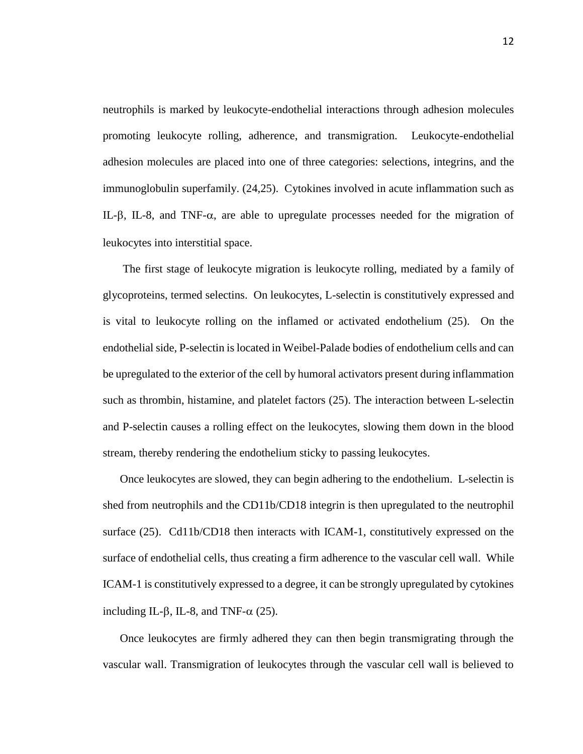neutrophils is marked by leukocyte-endothelial interactions through adhesion molecules promoting leukocyte rolling, adherence, and transmigration. Leukocyte-endothelial adhesion molecules are placed into one of three categories: selections, integrins, and the immunoglobulin superfamily. (24,25). Cytokines involved in acute inflammation such as IL-$\beta$, IL-8, and TNF-$\alpha$, are able to upregulate processes needed for the migration of leukocytes into interstitial space.

The first stage of leukocyte migration is leukocyte rolling, mediated by a family of glycoproteins, termed selectins. On leukocytes, L-selectin is constitutively expressed and is vital to leukocyte rolling on the inflamed or activated endothelium (25). On the endothelial side, P-selectin is located in Weibel-Palade bodies of endothelium cells and can be upregulated to the exterior of the cell by humoral activators present during inflammation such as thrombin, histamine, and platelet factors (25). The interaction between L-selectin and P-selectin causes a rolling effect on the leukocytes, slowing them down in the blood stream, thereby rendering the endothelium sticky to passing leukocytes.

Once leukocytes are slowed, they can begin adhering to the endothelium. L-selectin is shed from neutrophils and the CD11b/CD18 integrin is then upregulated to the neutrophil surface (25). Cd11b/CD18 then interacts with ICAM-1, constitutively expressed on the surface of endothelial cells, thus creating a firm adherence to the vascular cell wall. While ICAM-1 is constitutively expressed to a degree, it can be strongly upregulated by cytokines including IL-$\beta$, IL-8, and TNF-$\alpha$ (25).

Once leukocytes are firmly adhered they can then begin transmigrating through the vascular wall. Transmigration of leukocytes through the vascular cell wall is believed to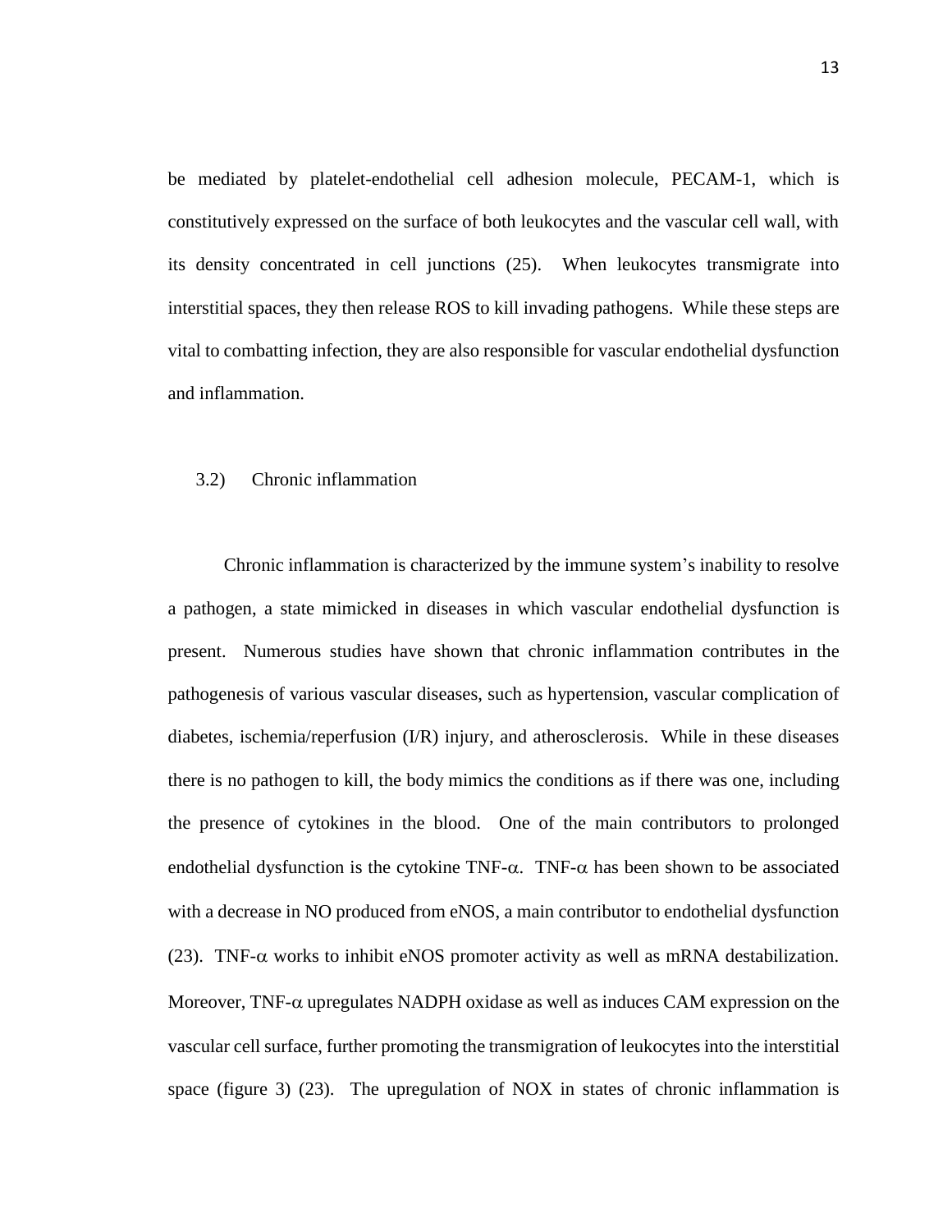be mediated by platelet-endothelial cell adhesion molecule, PECAM-1, which is constitutively expressed on the surface of both leukocytes and the vascular cell wall, with its density concentrated in cell junctions (25). When leukocytes transmigrate into interstitial spaces, they then release ROS to kill invading pathogens. While these steps are vital to combatting infection, they are also responsible for vascular endothelial dysfunction and inflammation.

### 3.2) Chronic inflammation

Chronic inflammation is characterized by the immune system's inability to resolve a pathogen, a state mimicked in diseases in which vascular endothelial dysfunction is present. Numerous studies have shown that chronic inflammation contributes in the pathogenesis of various vascular diseases, such as hypertension, vascular complication of diabetes, ischemia/reperfusion (I/R) injury, and atherosclerosis. While in these diseases there is no pathogen to kill, the body mimics the conditions as if there was one, including the presence of cytokines in the blood. One of the main contributors to prolonged endothelial dysfunction is the cytokine TNF-$\alpha$. TNF-$\alpha$ has been shown to be associated with a decrease in NO produced from eNOS, a main contributor to endothelial dysfunction (23). TNF-$\alpha$ works to inhibit eNOS promoter activity as well as mRNA destabilization. Moreover, TNF-$\alpha$ upregulates NADPH oxidase as well as induces CAM expression on the vascular cell surface, further promoting the transmigration of leukocytes into the interstitial space (figure 3) (23). The upregulation of NOX in states of chronic inflammation is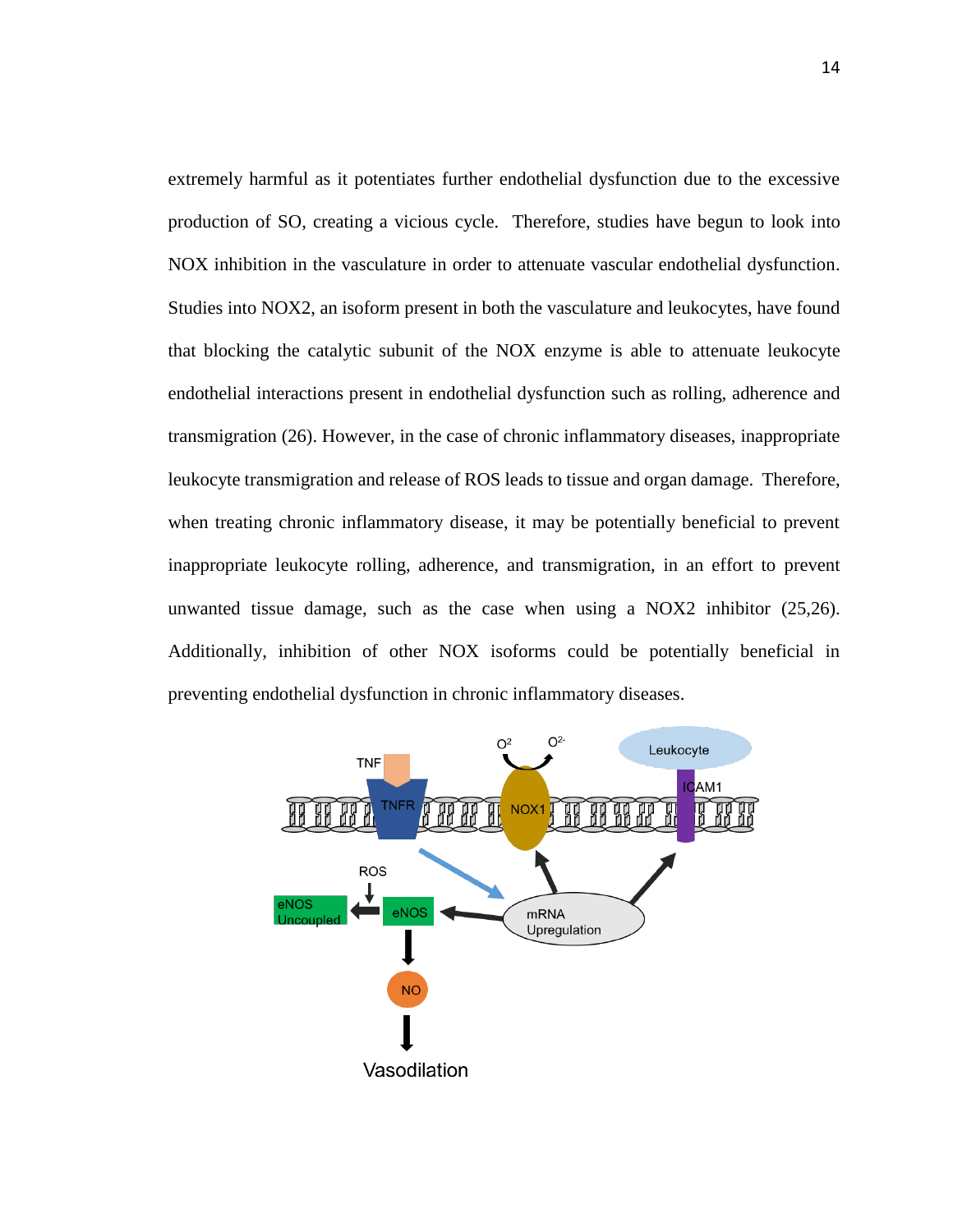extremely harmful as it potentiates further endothelial dysfunction due to the excessive production of SO, creating a vicious cycle. Therefore, studies have begun to look into NOX inhibition in the vasculature in order to attenuate vascular endothelial dysfunction. Studies into NOX2, an isoform present in both the vasculature and leukocytes, have found that blocking the catalytic subunit of the NOX enzyme is able to attenuate leukocyte endothelial interactions present in endothelial dysfunction such as rolling, adherence and transmigration (26). However, in the case of chronic inflammatory diseases, inappropriate leukocyte transmigration and release of ROS leads to tissue and organ damage. Therefore, when treating chronic inflammatory disease, it may be potentially beneficial to prevent inappropriate leukocyte rolling, adherence, and transmigration, in an effort to prevent unwanted tissue damage, such as the case when using a NOX2 inhibitor (25,26). Additionally, inhibition of other NOX isoforms could be potentially beneficial in preventing endothelial dysfunction in chronic inflammatory diseases.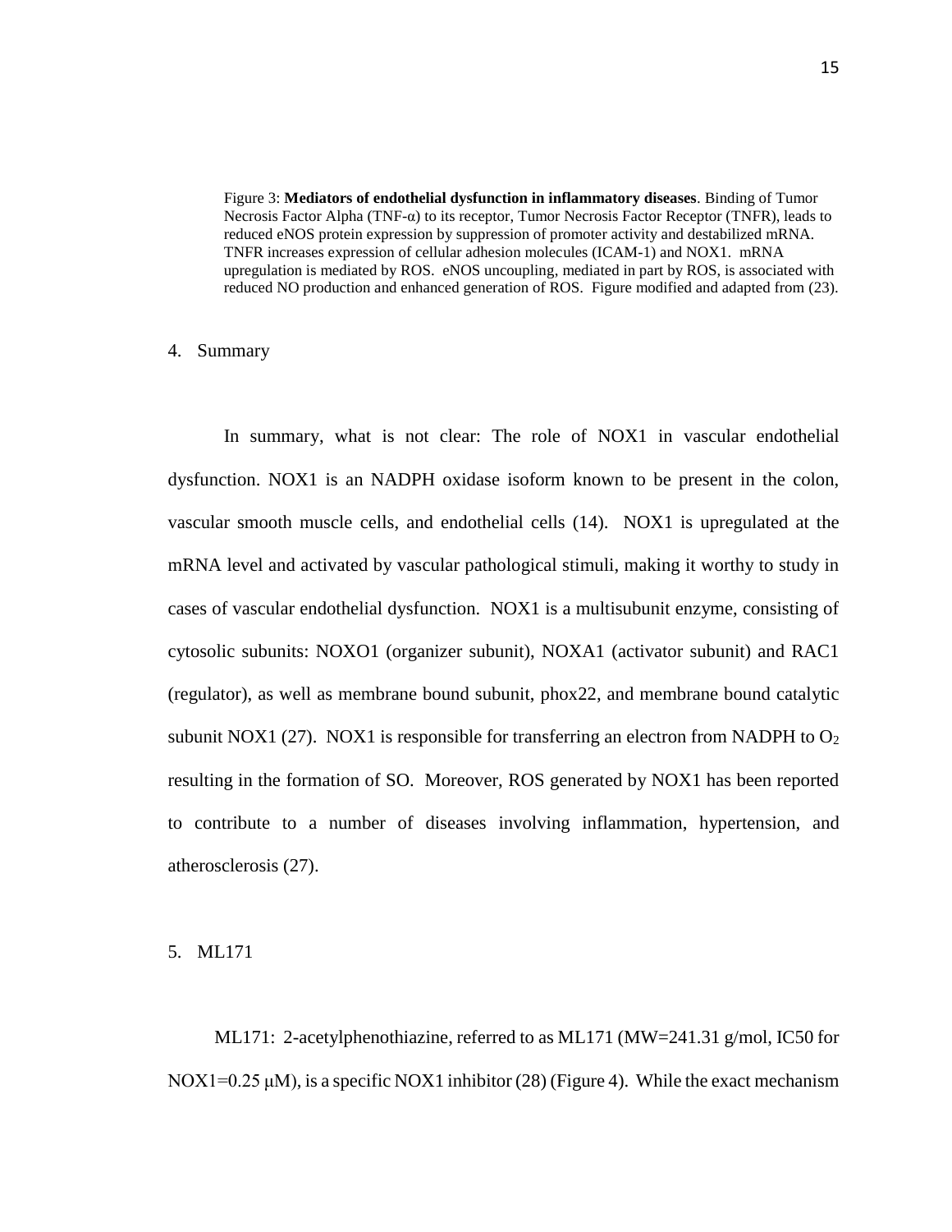Figure 3: **Mediators of endothelial dysfunction in inflammatory diseases**. Binding of Tumor Necrosis Factor Alpha (TNF-α) to its receptor, Tumor Necrosis Factor Receptor (TNFR), leads to reduced eNOS protein expression by suppression of promoter activity and destabilized mRNA. TNFR increases expression of cellular adhesion molecules (ICAM-1) and NOX1. mRNA upregulation is mediated by ROS. eNOS uncoupling, mediated in part by ROS, is associated with reduced NO production and enhanced generation of ROS. Figure modified and adapted from (23).

## 4. Summary

In summary, what is not clear: The role of NOX1 in vascular endothelial dysfunction. NOX1 is an NADPH oxidase isoform known to be present in the colon, vascular smooth muscle cells, and endothelial cells (14). NOX1 is upregulated at the mRNA level and activated by vascular pathological stimuli, making it worthy to study in cases of vascular endothelial dysfunction. NOX1 is a multisubunit enzyme, consisting of cytosolic subunits: NOXO1 (organizer subunit), NOXA1 (activator subunit) and RAC1 (regulator), as well as membrane bound subunit, phox22, and membrane bound catalytic subunit NOX1 (27). NOX1 is responsible for transferring an electron from NADPH to $O_2$ resulting in the formation of SO. Moreover, ROS generated by NOX1 has been reported to contribute to a number of diseases involving inflammation, hypertension, and atherosclerosis (27).

## 5. ML171

ML171: 2-acetylphenothiazine, referred to as ML171 (MW=241.31 g/mol, IC50 for NOX1=0.25 μM), is a specific NOX1 inhibitor (28) (Figure 4). While the exact mechanism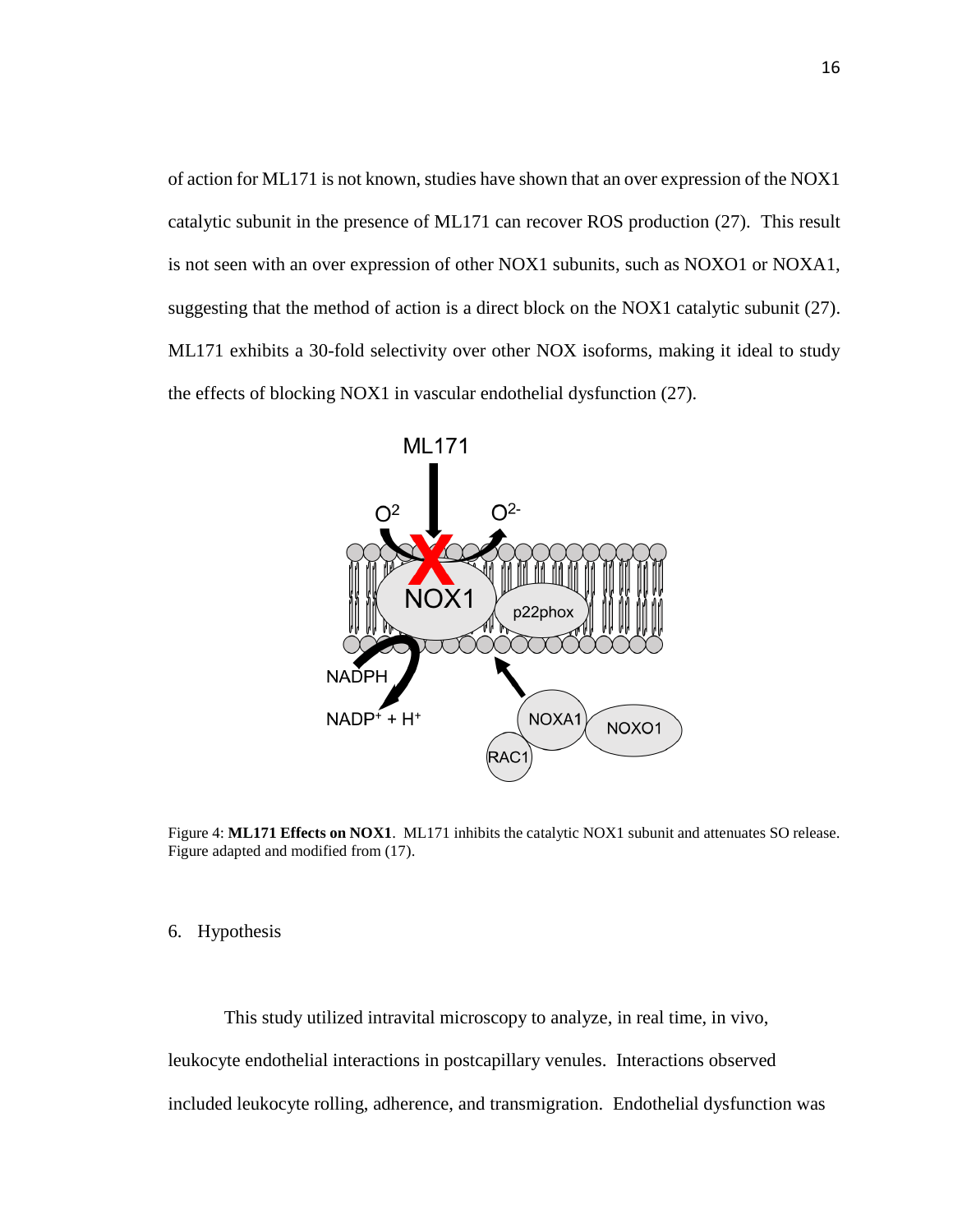of action for ML171 is not known, studies have shown that an over expression of the NOX1 catalytic subunit in the presence of ML171 can recover ROS production (27). This result is not seen with an over expression of other NOX1 subunits, such as NOXO1 or NOXA1, suggesting that the method of action is a direct block on the NOX1 catalytic subunit (27). ML171 exhibits a 30-fold selectivity over other NOX isoforms, making it ideal to study the effects of blocking NOX1 in vascular endothelial dysfunction (27).

Figure 4: **ML171 Effects on NOX1**. ML171 inhibits the catalytic NOX1 subunit and attenuates SO release. Figure adapted and modified from (17).

## 6. Hypothesis

This study utilized intravital microscopy to analyze, in real time, in vivo, leukocyte endothelial interactions in postcapillary venules. Interactions observed included leukocyte rolling, adherence, and transmigration. Endothelial dysfunction was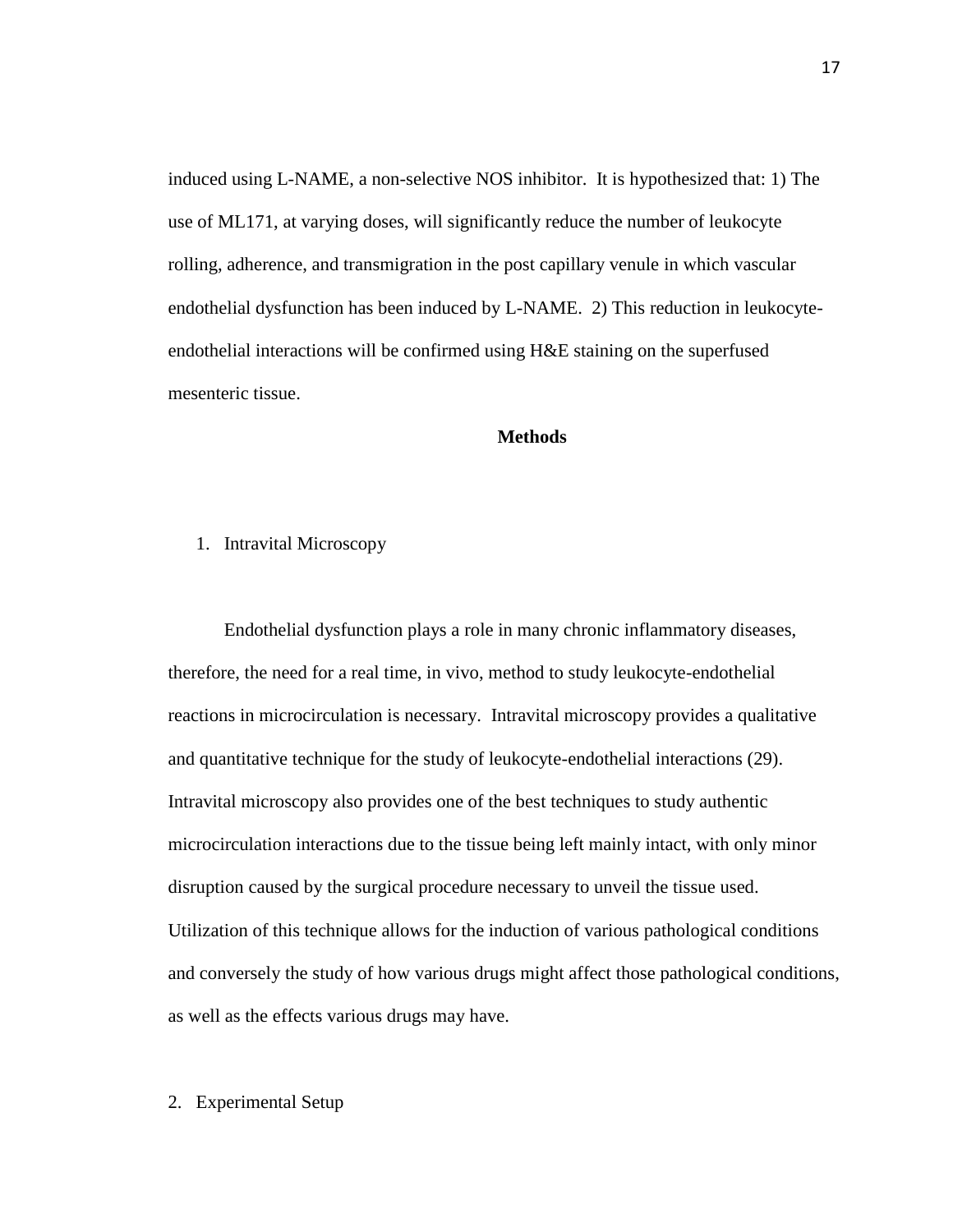induced using L-NAME, a non-selective NOS inhibitor. It is hypothesized that: 1) The use of ML171, at varying doses, will significantly reduce the number of leukocyte rolling, adherence, and transmigration in the post capillary venule in which vascular endothelial dysfunction has been induced by L-NAME. 2) This reduction in leukocyte-endothelial interactions will be confirmed using H&E staining on the superfused mesenteric tissue.

## Methods

1. Intravital Microscopy

Endothelial dysfunction plays a role in many chronic inflammatory diseases, therefore, the need for a real time, in vivo, method to study leukocyte-endothelial reactions in microcirculation is necessary. Intravital microscopy provides a qualitative and quantitative technique for the study of leukocyte-endothelial interactions (29). Intravital microscopy also provides one of the best techniques to study authentic microcirculation interactions due to the tissue being left mainly intact, with only minor disruption caused by the surgical procedure necessary to unveil the tissue used. Utilization of this technique allows for the induction of various pathological conditions and conversely the study of how various drugs might affect those pathological conditions, as well as the effects various drugs may have.

2. Experimental Setup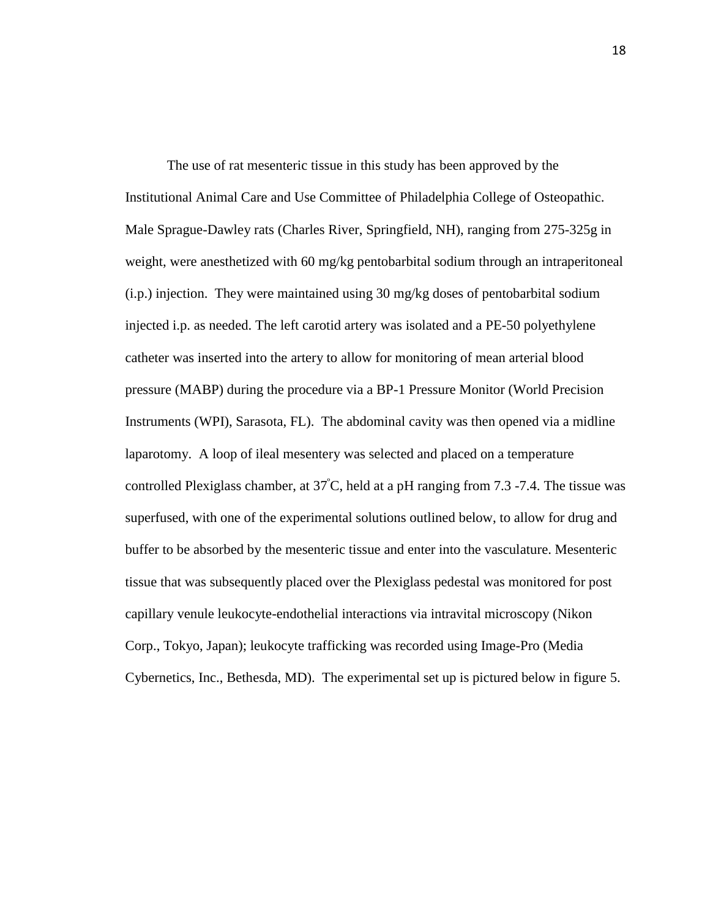The use of rat mesenteric tissue in this study has been approved by the Institutional Animal Care and Use Committee of Philadelphia College of Osteopathic. Male Sprague-Dawley rats (Charles River, Springfield, NH), ranging from 275-325g in weight, were anesthetized with 60 mg/kg pentobarbital sodium through an intraperitoneal (i.p.) injection. They were maintained using 30 mg/kg doses of pentobarbital sodium injected i.p. as needed. The left carotid artery was isolated and a PE-50 polyethylene catheter was inserted into the artery to allow for monitoring of mean arterial blood pressure (MABP) during the procedure via a BP-1 Pressure Monitor (World Precision Instruments (WPI), Sarasota, FL). The abdominal cavity was then opened via a midline laparotomy. A loop of ileal mesentery was selected and placed on a temperature controlled Plexiglass chamber, at 37$^{\circ}$C, held at a pH ranging from 7.3 -7.4. The tissue was superfused, with one of the experimental solutions outlined below, to allow for drug and buffer to be absorbed by the mesenteric tissue and enter into the vasculature. Mesenteric tissue that was subsequently placed over the Plexiglass pedestal was monitored for post capillary venule leukocyte-endothelial interactions via intravital microscopy (Nikon Corp., Tokyo, Japan); leukocyte trafficking was recorded using Image-Pro (Media Cybernetics, Inc., Bethesda, MD). The experimental set up is pictured below in figure 5.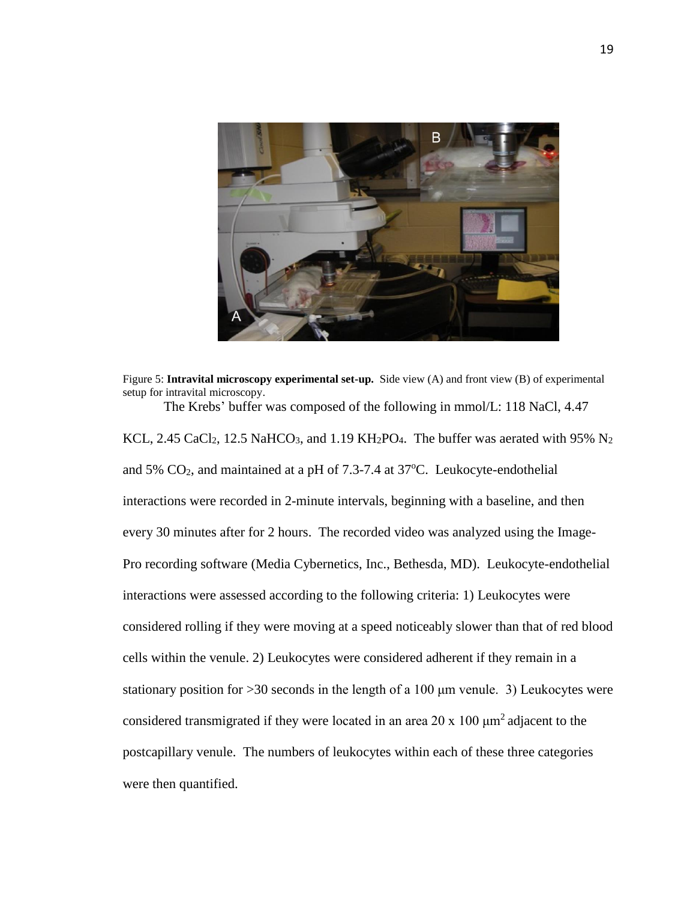Figure 5: **Intravital microscopy experimental set-up.** Side view (A) and front view (B) of experimental setup for intravital microscopy.

The Krebs' buffer was composed of the following in mmol/L: 118 NaCl, 4.47 KCL, 2.45 $CaCl_2$, 12.5 $NaHCO_3$, and 1.19 $KH_2PO_4$. The buffer was aerated with 95% $N_2$ and 5% $CO_2$, and maintained at a pH of 7.3-7.4 at 37°C. Leukocyte-endothelial interactions were recorded in 2-minute intervals, beginning with a baseline, and then every 30 minutes after for 2 hours. The recorded video was analyzed using the Image-Pro recording software (Media Cybernetics, Inc., Bethesda, MD). Leukocyte-endothelial interactions were assessed according to the following criteria: 1) Leukocytes were considered rolling if they were moving at a speed noticeably slower than that of red blood cells within the venule. 2) Leukocytes were considered adherent if they remain in a stationary position for >30 seconds in the length of a 100 μm venule. 3) Leukocytes were considered transmigrated if they were located in an area 20 x 100 $\mu m^2$ adjacent to the postcapillary venule. The numbers of leukocytes within each of these three categories were then quantified.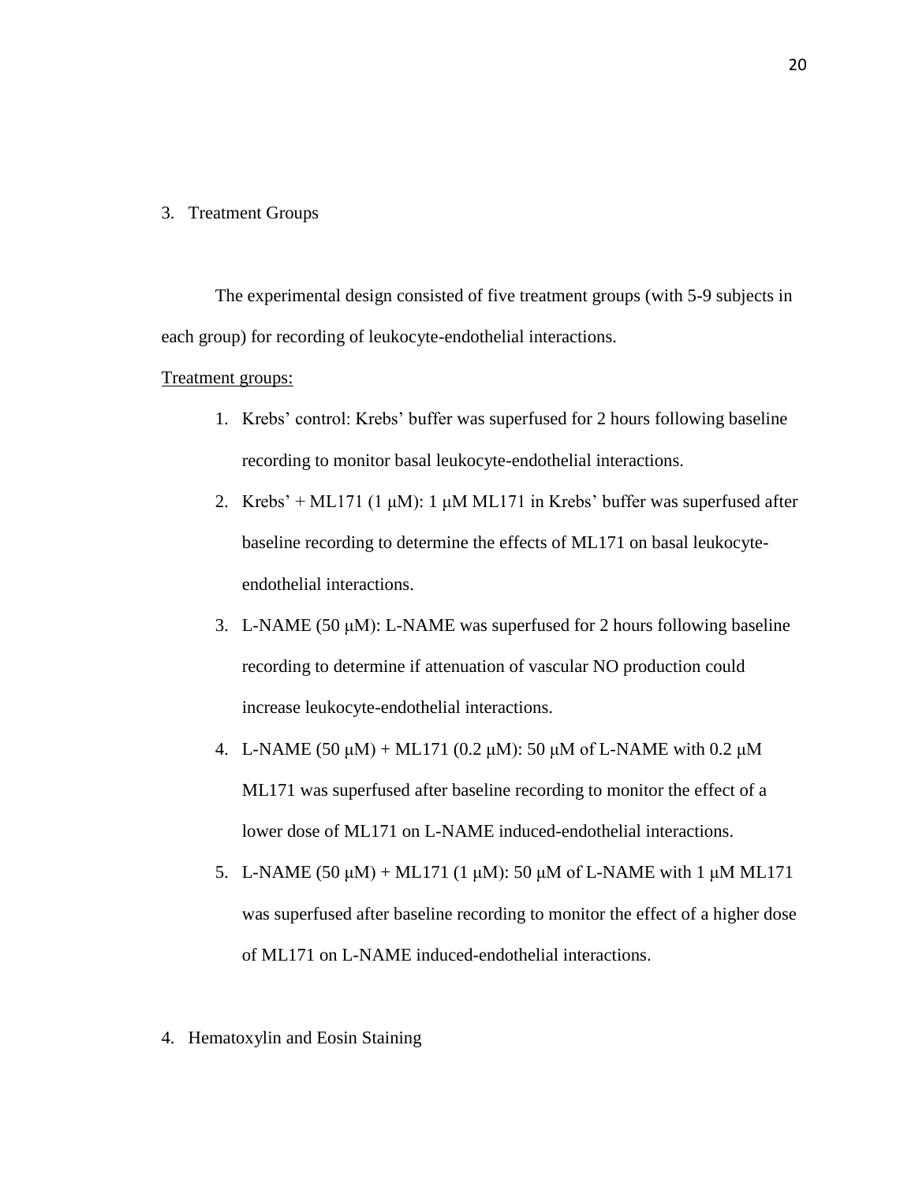3. Treatment Groups

The experimental design consisted of five treatment groups (with 5-9 subjects in each group) for recording of leukocyte-endothelial interactions.

Treatment groups:

1. Krebs' control: Krebs' buffer was superfused for 2 hours following baseline recording to monitor basal leukocyte-endothelial interactions.
2. Krebs' + ML171 (1 μM): 1 μM ML171 in Krebs' buffer was superfused after baseline recording to determine the effects of ML171 on basal leukocyte-endothelial interactions.
3. L-NAME (50 μM): L-NAME was superfused for 2 hours following baseline recording to determine if attenuation of vascular NO production could increase leukocyte-endothelial interactions.
4. L-NAME (50 μM) + ML171 (0.2 μM): 50 μM of L-NAME with 0.2 μM ML171 was superfused after baseline recording to monitor the effect of a lower dose of ML171 on L-NAME induced-endothelial interactions.
5. L-NAME (50 μM) + ML171 (1 μM): 50 μM of L-NAME with 1 μM ML171 was superfused after baseline recording to monitor the effect of a higher dose of ML171 on L-NAME induced-endothelial interactions.

4. Hematoxylin and Eosin Staining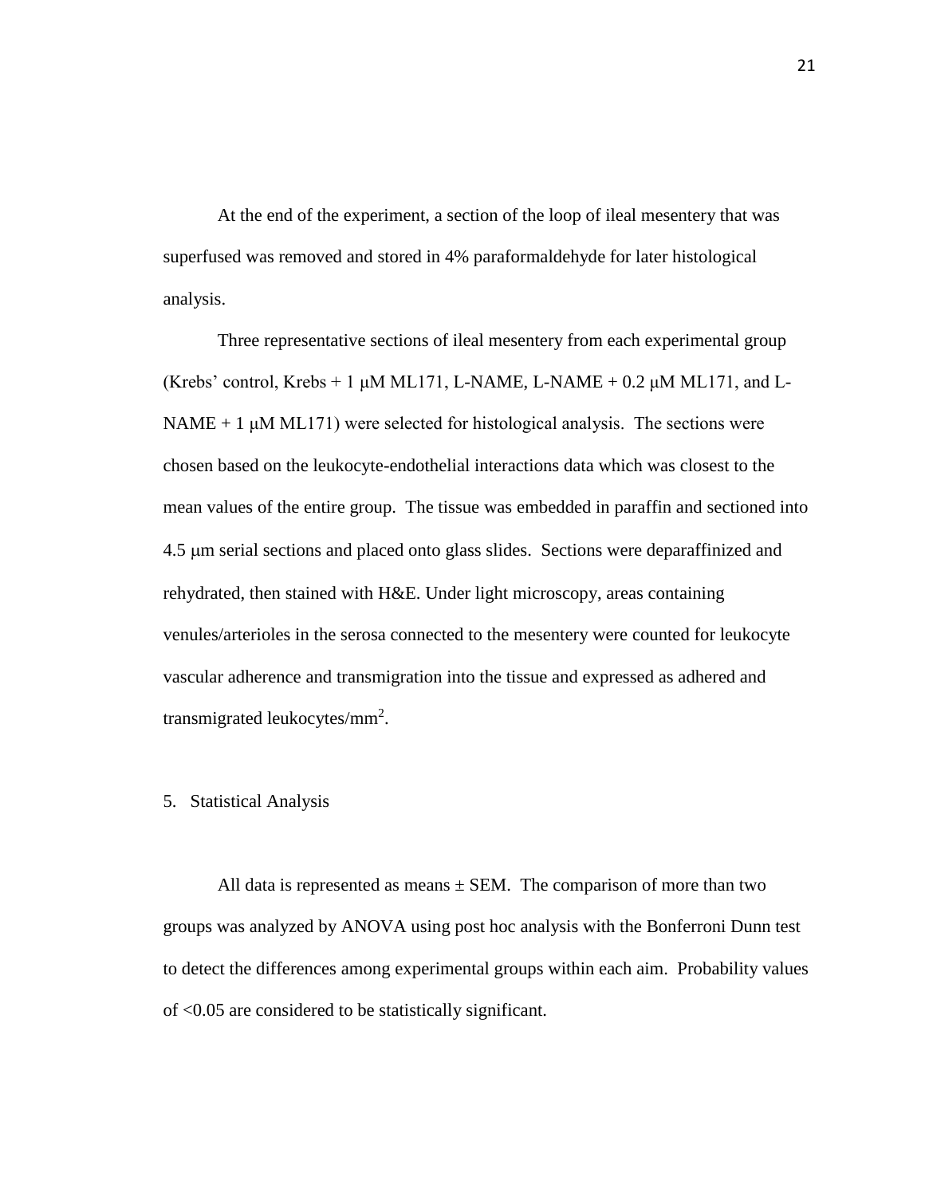At the end of the experiment, a section of the loop of ileal mesentery that was superfused was removed and stored in 4% paraformaldehyde for later histological analysis.

Three representative sections of ileal mesentery from each experimental group (Krebs' control, Krebs + 1 μM ML171, L-NAME, L-NAME + 0.2 μM ML171, and L-NAME + 1 μM ML171) were selected for histological analysis. The sections were chosen based on the leukocyte-endothelial interactions data which was closest to the mean values of the entire group. The tissue was embedded in paraffin and sectioned into 4.5 μm serial sections and placed onto glass slides. Sections were deparaffinized and rehydrated, then stained with H&E. Under light microscopy, areas containing venules/arterioles in the serosa connected to the mesentery were counted for leukocyte vascular adherence and transmigration into the tissue and expressed as adhered and transmigrated leukocytes/mm$^2$.

5. Statistical Analysis

All data is represented as means ± SEM. The comparison of more than two groups was analyzed by ANOVA using post hoc analysis with the Bonferroni Dunn test to detect the differences among experimental groups within each aim. Probability values of <0.05 are considered to be statistically significant.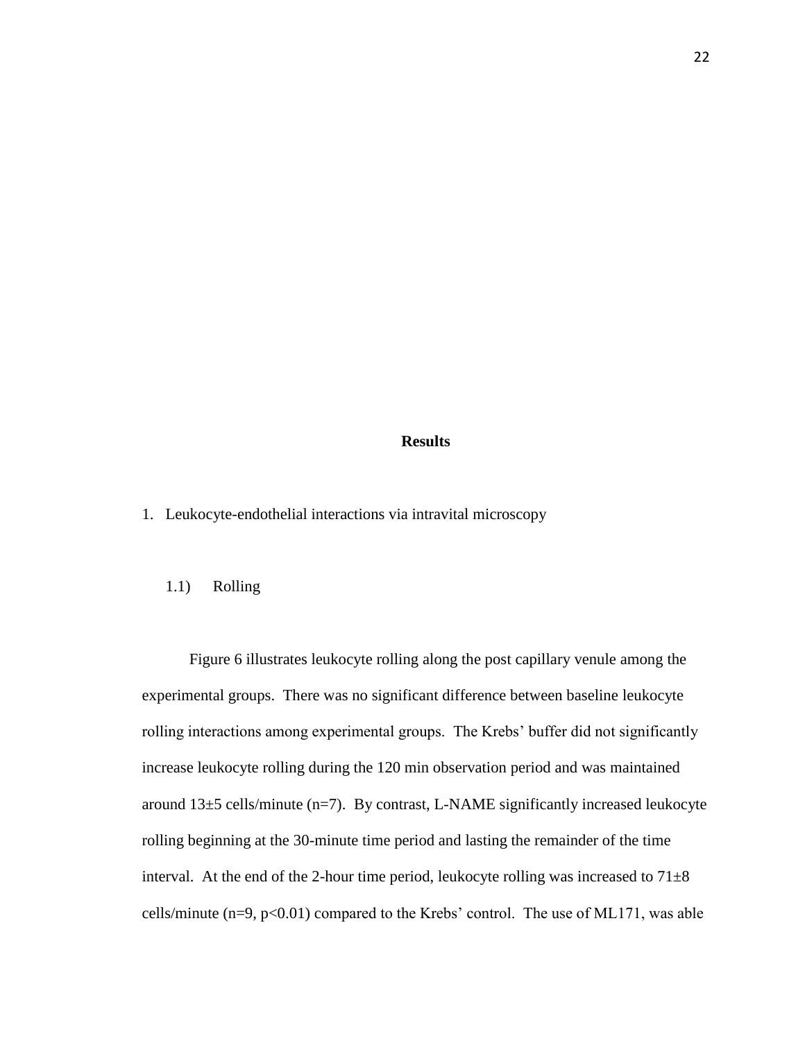# Results

1. Leukocyte-endothelial interactions via intravital microscopy

    1.1) Rolling

Figure 6 illustrates leukocyte rolling along the post capillary venule among the experimental groups. There was no significant difference between baseline leukocyte rolling interactions among experimental groups. The Krebs' buffer did not significantly increase leukocyte rolling during the 120 min observation period and was maintained around 13±5 cells/minute (n=7). By contrast, L-NAME significantly increased leukocyte rolling beginning at the 30-minute time period and lasting the remainder of the time interval. At the end of the 2-hour time period, leukocyte rolling was increased to 71±8 cells/minute (n=9, $p<0.01$) compared to the Krebs' control. The use of ML171, was able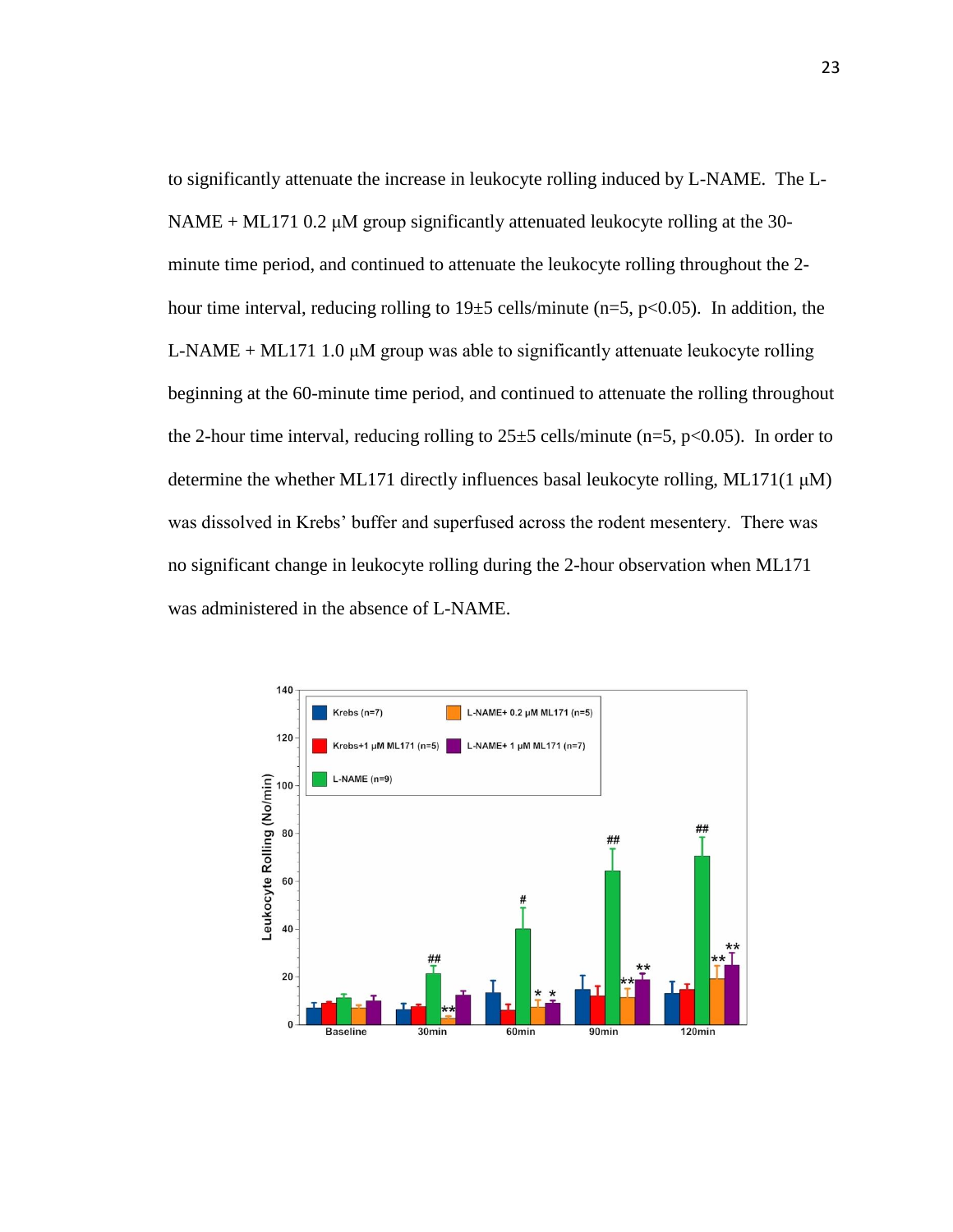to significantly attenuate the increase in leukocyte rolling induced by L-NAME. The L-NAME + ML171 0.2 μM group significantly attenuated leukocyte rolling at the 30-minute time period, and continued to attenuate the leukocyte rolling throughout the 2-hour time interval, reducing rolling to 19±5 cells/minute (n=5, $p<0.05$). In addition, the L-NAME + ML171 1.0 μM group was able to significantly attenuate leukocyte rolling beginning at the 60-minute time period, and continued to attenuate the rolling throughout the 2-hour time interval, reducing rolling to 25±5 cells/minute (n=5, $p<0.05$). In order to determine the whether ML171 directly influences basal leukocyte rolling, ML171(1 μM) was dissolved in Krebs' buffer and superfused across the rodent mesentery. There was no significant change in leukocyte rolling during the 2-hour observation when ML171 was administered in the absence of L-NAME.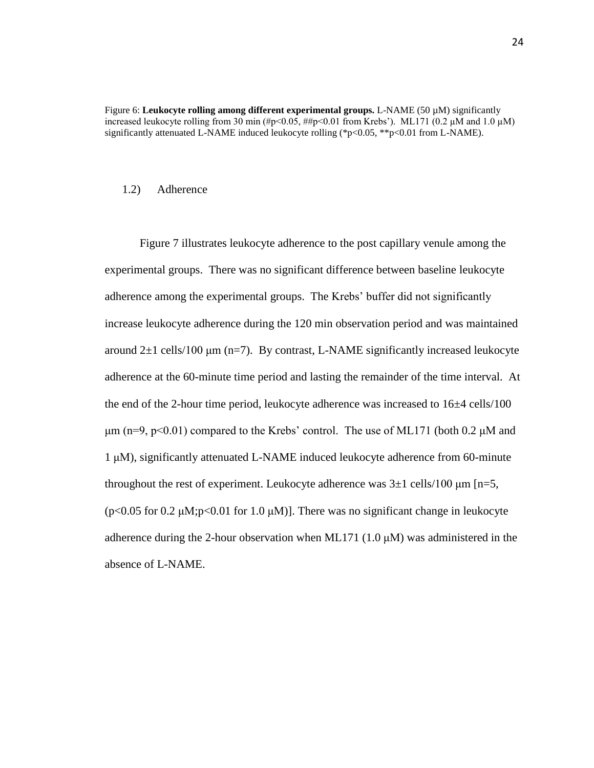Figure 6: **Leukocyte rolling among different experimental groups.** L-NAME (50 μM) significantly increased leukocyte rolling from 30 min (#$p<0.05$, ##$p<0.01$ from Krebs'). ML171 (0.2 μM and 1.0 μM) significantly attenuated L-NAME induced leukocyte rolling (*$p<0.05$, **$p<0.01$ from L-NAME).

1.2) Adherence

Figure 7 illustrates leukocyte adherence to the post capillary venule among the experimental groups. There was no significant difference between baseline leukocyte adherence among the experimental groups. The Krebs' buffer did not significantly increase leukocyte adherence during the 120 min observation period and was maintained around 2±1 cells/100 μm (n=7). By contrast, L-NAME significantly increased leukocyte adherence at the 60-minute time period and lasting the remainder of the time interval. At the end of the 2-hour time period, leukocyte adherence was increased to 16±4 cells/100 μm (n=9, $p<0.01$) compared to the Krebs' control. The use of ML171 (both 0.2 μM and 1 μM), significantly attenuated L-NAME induced leukocyte adherence from 60-minute throughout the rest of experiment. Leukocyte adherence was 3±1 cells/100 μm [n=5, ($p<0.05$ for 0.2 μM;$p<0.01$ for 1.0 μM)]. There was no significant change in leukocyte adherence during the 2-hour observation when ML171 (1.0 μM) was administered in the absence of L-NAME.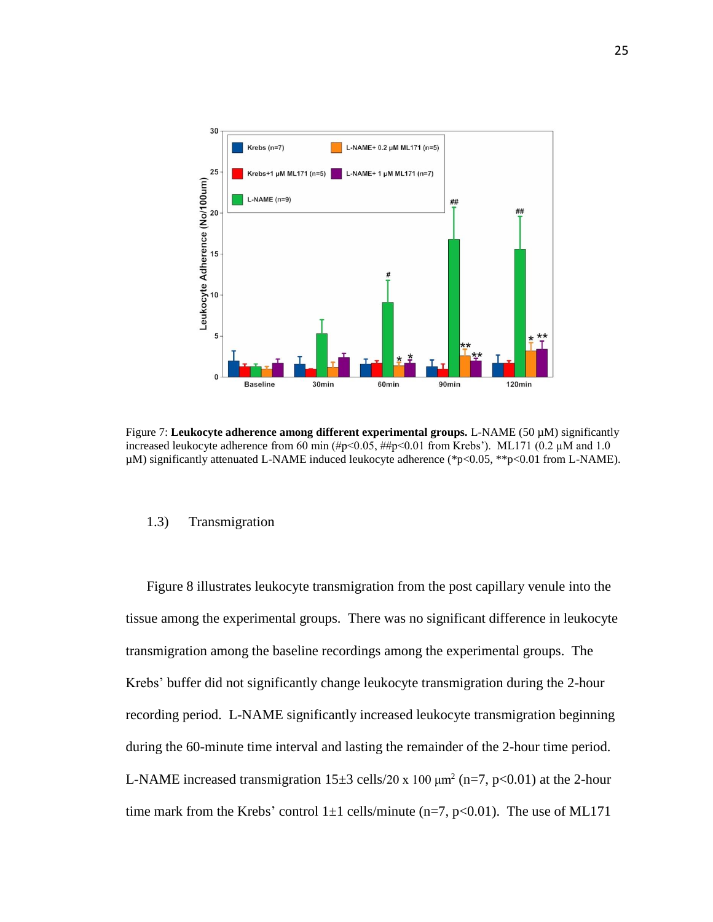Figure 7: **Leukocyte adherence among different experimental groups.** L-NAME (50 µM) significantly increased leukocyte adherence from 60 min (#p<0.05, ##p<0.01 from Krebs'). ML171 (0.2 µM and 1.0 µM) significantly attenuated L-NAME induced leukocyte adherence (*p<0.05, **p<0.01 from L-NAME).

### 1.3) Transmigration

Figure 8 illustrates leukocyte transmigration from the post capillary venule into the tissue among the experimental groups. There was no significant difference in leukocyte transmigration among the baseline recordings among the experimental groups. The Krebs' buffer did not significantly change leukocyte transmigration during the 2-hour recording period. L-NAME significantly increased leukocyte transmigration beginning during the 60-minute time interval and lasting the remainder of the 2-hour time period. L-NAME increased transmigration 15±3 cells/20 x 100 $\mu m^2$ (n=7, p<0.01) at the 2-hour time mark from the Krebs' control 1±1 cells/minute (n=7, p<0.01). The use of ML171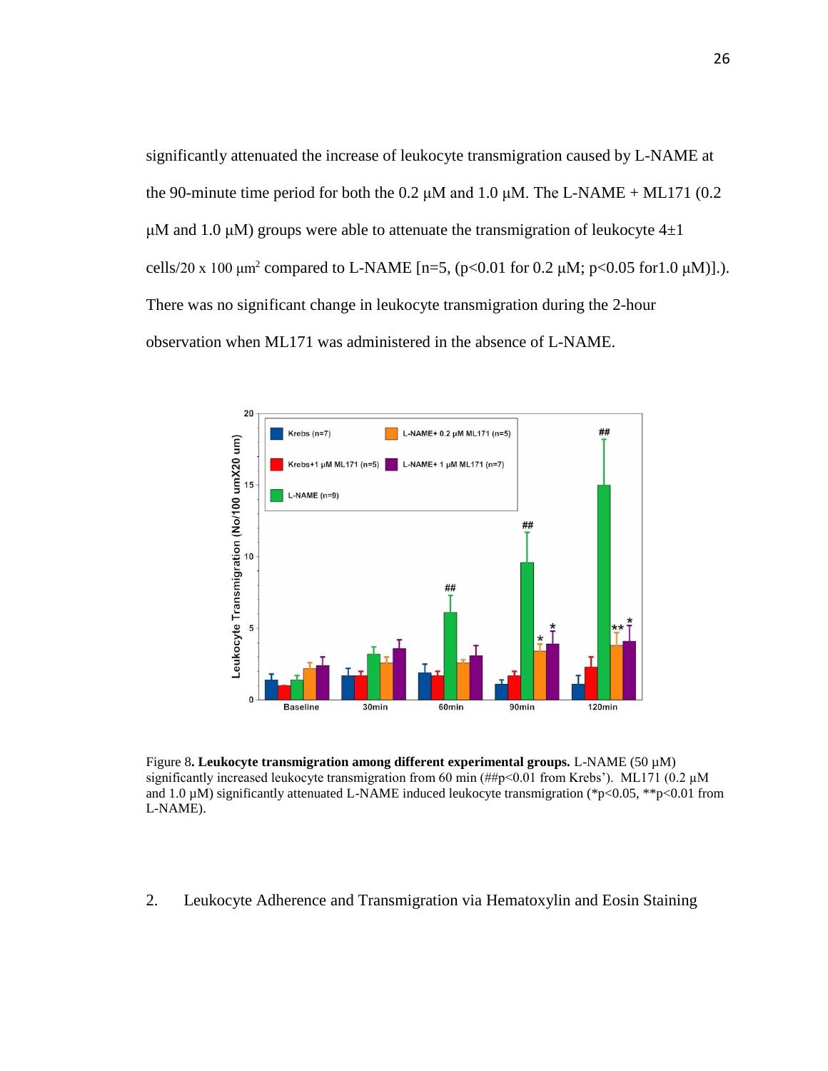significantly attenuated the increase of leukocyte transmigration caused by L-NAME at the 90-minute time period for both the 0.2 μM and 1.0 μM. The L-NAME + ML171 (0.2 μM and 1.0 μM) groups were able to attenuate the transmigration of leukocyte 4±1 cells/20 x 100 μm$^2$ compared to L-NAME [n=5, ($p<0.01$ for 0.2 μM; $p<0.05$ for1.0 μM)].). There was no significant change in leukocyte transmigration during the 2-hour observation when ML171 was administered in the absence of L-NAME.

Figure 8**. Leukocyte transmigration among different experimental groups.** L-NAME (50 μM) significantly increased leukocyte transmigration from 60 min (##$p<0.01$ from Krebs'). ML171 (0.2 μM and 1.0 μM) significantly attenuated L-NAME induced leukocyte transmigration (*$p<0.05$, **$p<0.01$ from L-NAME).

2. Leukocyte Adherence and Transmigration via Hematoxylin and Eosin Staining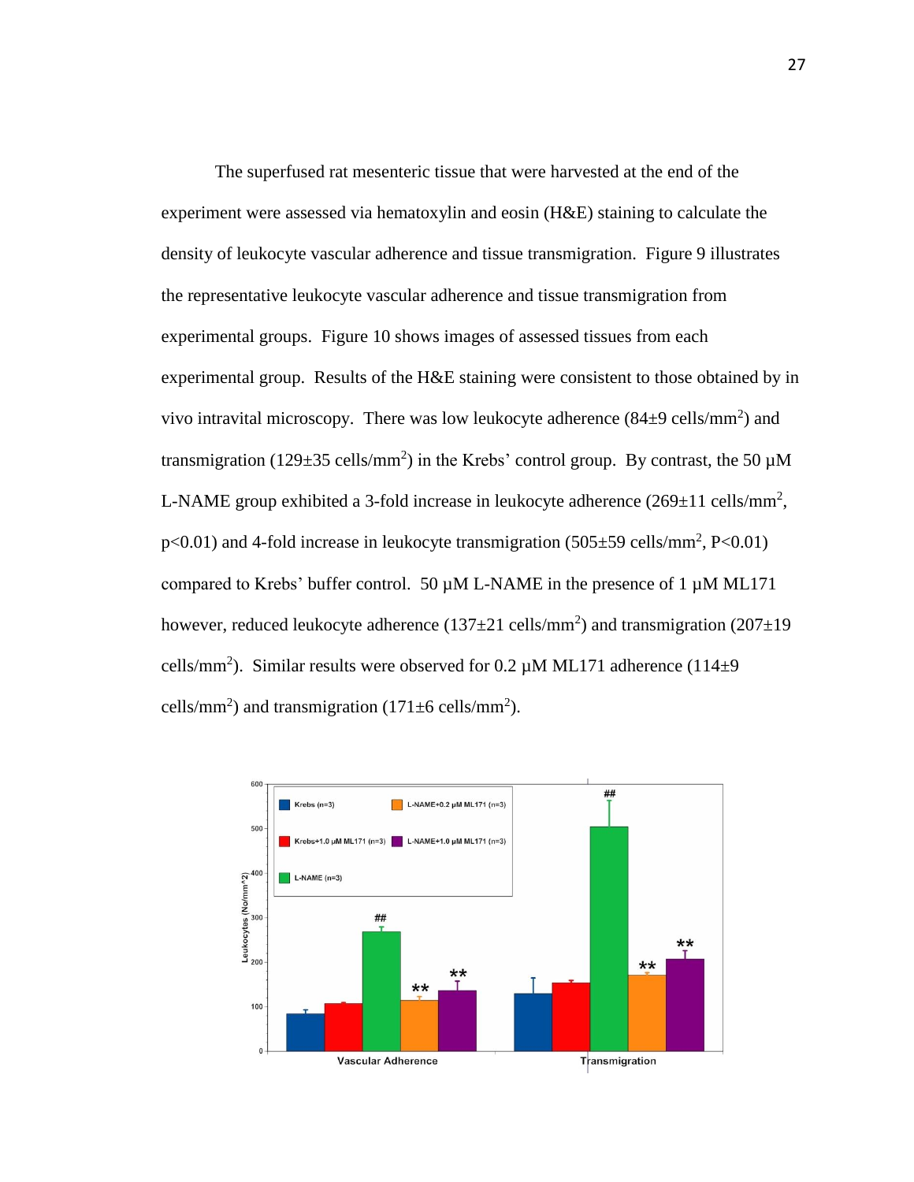The superfused rat mesenteric tissue that were harvested at the end of the experiment were assessed via hematoxylin and eosin (H&E) staining to calculate the density of leukocyte vascular adherence and tissue transmigration. Figure 9 illustrates the representative leukocyte vascular adherence and tissue transmigration from experimental groups. Figure 10 shows images of assessed tissues from each experimental group. Results of the H&E staining were consistent to those obtained by in vivo intravital microscopy. There was low leukocyte adherence (84±9 cells/mm$^2$) and transmigration (129±35 cells/mm$^2$) in the Krebs' control group. By contrast, the 50 µM L-NAME group exhibited a 3-fold increase in leukocyte adherence (269±11 cells/mm$^2$, $p<0.01$) and 4-fold increase in leukocyte transmigration (505±59 cells/mm$^2$, $P<0.01$) compared to Krebs' buffer control. 50 µM L-NAME in the presence of 1 µM ML171 however, reduced leukocyte adherence (137±21 cells/mm$^2$) and transmigration (207±19 cells/mm$^2$). Similar results were observed for 0.2 µM ML171 adherence (114±9 cells/mm$^2$) and transmigration (171±6 cells/mm$^2$).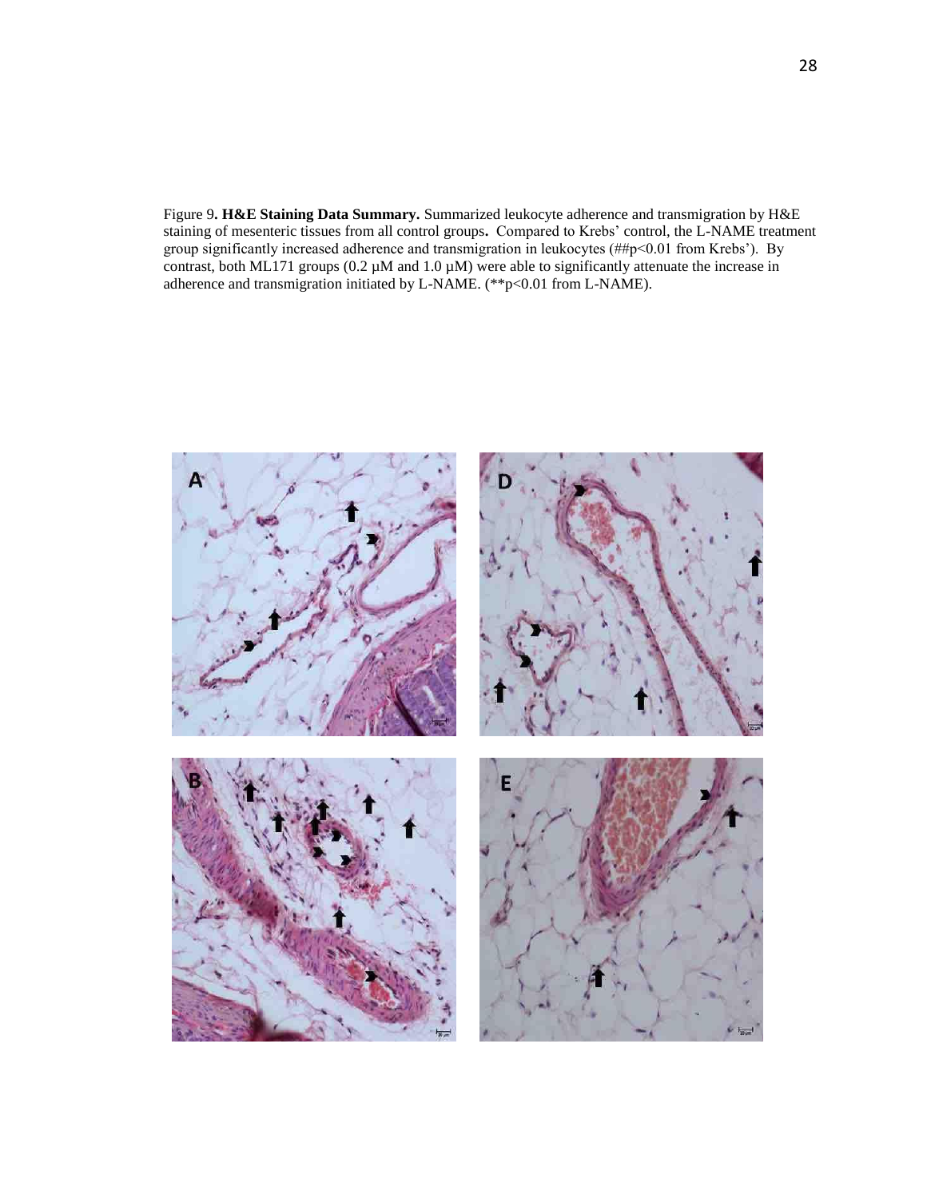Figure 9**. H&E Staining Data Summary.** Summarized leukocyte adherence and transmigration by H&E staining of mesenteric tissues from all control groups**.** Compared to Krebs' control, the L-NAME treatment group significantly increased adherence and transmigration in leukocytes (##p<0.01 from Krebs'). By contrast, both ML171 groups (0.2 µM and 1.0 µM) were able to significantly attenuate the increase in adherence and transmigration initiated by L-NAME. (**p<0.01 from L-NAME).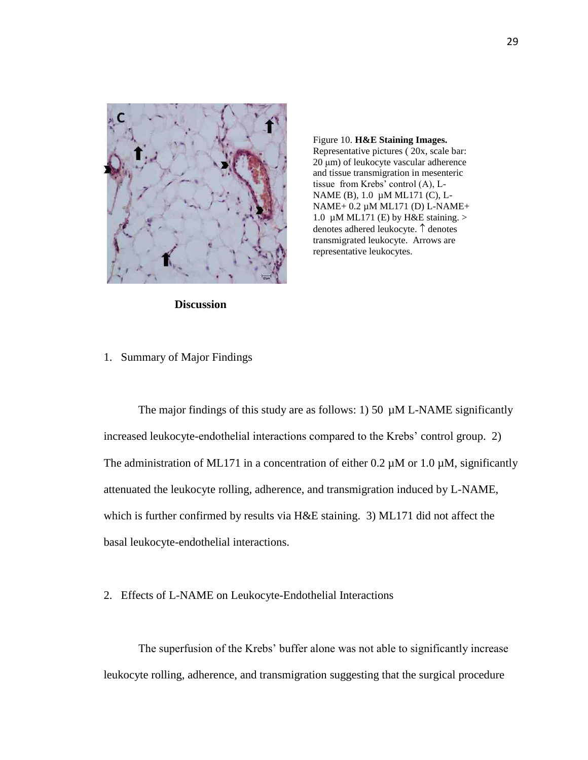Figure 10. **H&E Staining Images.** Representative pictures ( 20x, scale bar: 20 μm) of leukocyte vascular adherence and tissue transmigration in mesenteric tissue from Krebs' control (A), L-NAME (B), 1.0 µM ML171 (C), L-NAME+ 0.2 µM ML171 (D) L-NAME+ 1.0 µM ML171 (E) by H&E staining. > denotes adhered leukocyte. ↑ denotes transmigrated leukocyte. Arrows are representative leukocytes.

# Discussion

## 1. Summary of Major Findings

The major findings of this study are as follows: 1) 50 µM L-NAME significantly increased leukocyte-endothelial interactions compared to the Krebs' control group. 2) The administration of ML171 in a concentration of either 0.2 µM or 1.0 µM, significantly attenuated the leukocyte rolling, adherence, and transmigration induced by L-NAME, which is further confirmed by results via H&E staining. 3) ML171 did not affect the basal leukocyte-endothelial interactions.

## 2. Effects of L-NAME on Leukocyte-Endothelial Interactions

The superfusion of the Krebs' buffer alone was not able to significantly increase leukocyte rolling, adherence, and transmigration suggesting that the surgical procedure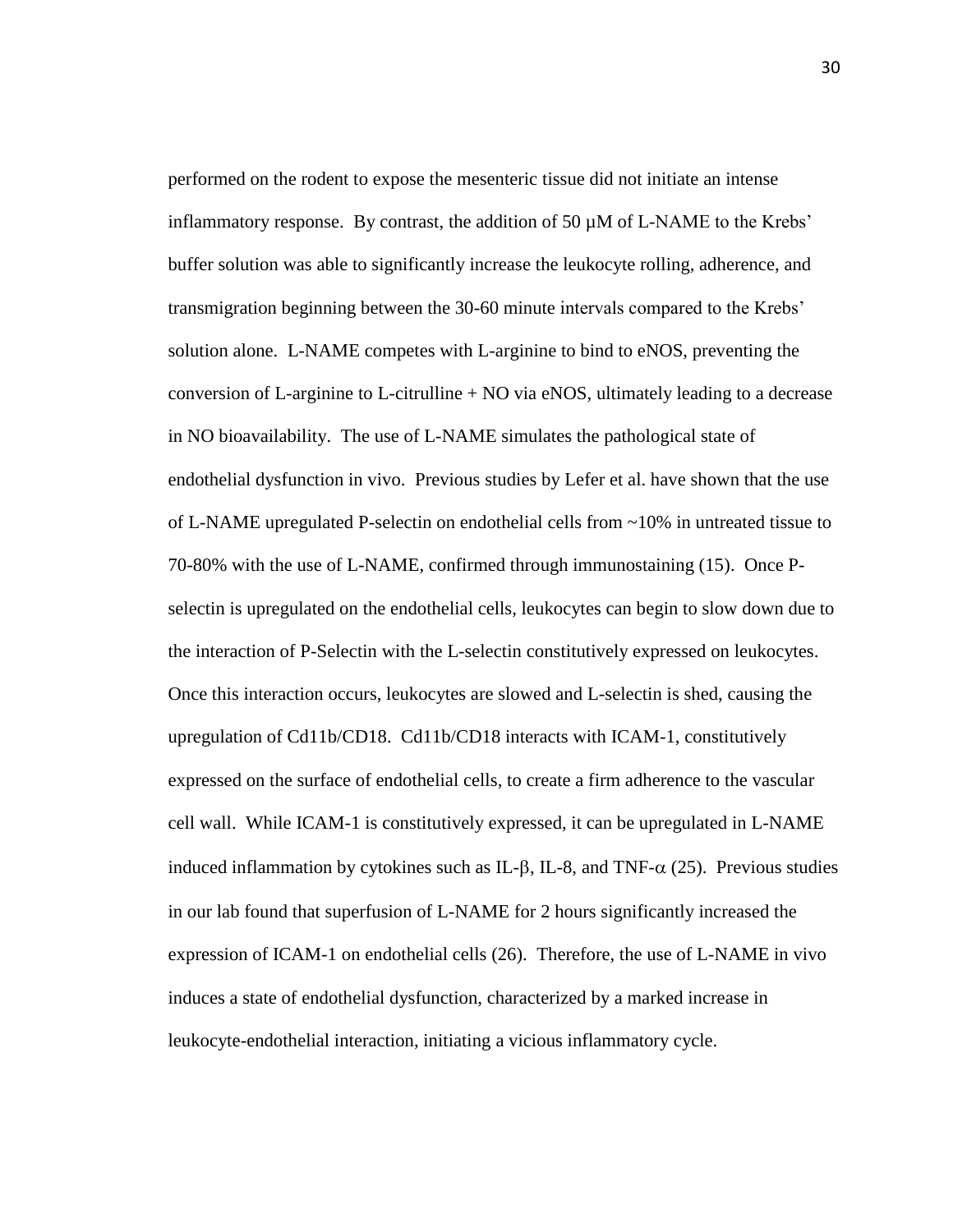performed on the rodent to expose the mesenteric tissue did not initiate an intense inflammatory response. By contrast, the addition of 50 µM of L-NAME to the Krebs' buffer solution was able to significantly increase the leukocyte rolling, adherence, and transmigration beginning between the 30-60 minute intervals compared to the Krebs' solution alone. L-NAME competes with L-arginine to bind to eNOS, preventing the conversion of L-arginine to L-citrulline + NO via eNOS, ultimately leading to a decrease in NO bioavailability. The use of L-NAME simulates the pathological state of endothelial dysfunction in vivo. Previous studies by Lefer et al. have shown that the use of L-NAME upregulated P-selectin on endothelial cells from ~10% in untreated tissue to 70-80% with the use of L-NAME, confirmed through immunostaining (15). Once P-selectin is upregulated on the endothelial cells, leukocytes can begin to slow down due to the interaction of P-Selectin with the L-selectin constitutively expressed on leukocytes. Once this interaction occurs, leukocytes are slowed and L-selectin is shed, causing the upregulation of Cd11b/CD18. Cd11b/CD18 interacts with ICAM-1, constitutively expressed on the surface of endothelial cells, to create a firm adherence to the vascular cell wall. While ICAM-1 is constitutively expressed, it can be upregulated in L-NAME induced inflammation by cytokines such as IL-$\beta$, IL-8, and TNF-$\alpha$ (25). Previous studies in our lab found that superfusion of L-NAME for 2 hours significantly increased the expression of ICAM-1 on endothelial cells (26). Therefore, the use of L-NAME in vivo induces a state of endothelial dysfunction, characterized by a marked increase in leukocyte-endothelial interaction, initiating a vicious inflammatory cycle.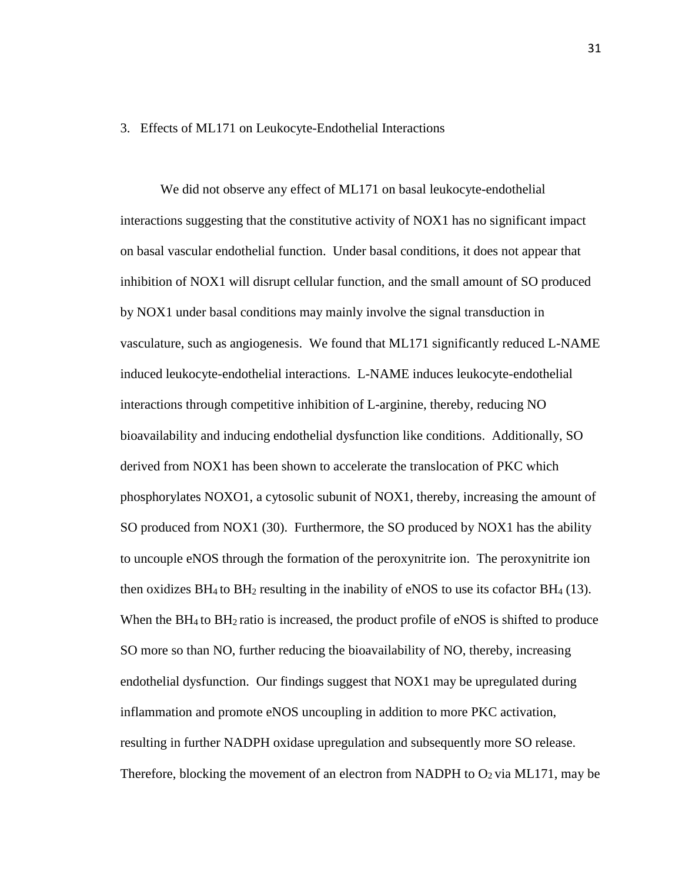### 3. Effects of ML171 on Leukocyte-Endothelial Interactions

We did not observe any effect of ML171 on basal leukocyte-endothelial interactions suggesting that the constitutive activity of NOX1 has no significant impact on basal vascular endothelial function. Under basal conditions, it does not appear that inhibition of NOX1 will disrupt cellular function, and the small amount of SO produced by NOX1 under basal conditions may mainly involve the signal transduction in vasculature, such as angiogenesis. We found that ML171 significantly reduced L-NAME induced leukocyte-endothelial interactions. L-NAME induces leukocyte-endothelial interactions through competitive inhibition of L-arginine, thereby, reducing NO bioavailability and inducing endothelial dysfunction like conditions. Additionally, SO derived from NOX1 has been shown to accelerate the translocation of PKC which phosphorylates NOXO1, a cytosolic subunit of NOX1, thereby, increasing the amount of SO produced from NOX1 (30). Furthermore, the SO produced by NOX1 has the ability to uncouple eNOS through the formation of the peroxynitrite ion. The peroxynitrite ion then oxidizes $BH_4$ to $BH_2$ resulting in the inability of eNOS to use its cofactor $BH_4$ (13). When the $BH_4$ to $BH_2$ ratio is increased, the product profile of eNOS is shifted to produce SO more so than NO, further reducing the bioavailability of NO, thereby, increasing endothelial dysfunction. Our findings suggest that NOX1 may be upregulated during inflammation and promote eNOS uncoupling in addition to more PKC activation, resulting in further NADPH oxidase upregulation and subsequently more SO release. Therefore, blocking the movement of an electron from NADPH to $O_2$ via ML171, may be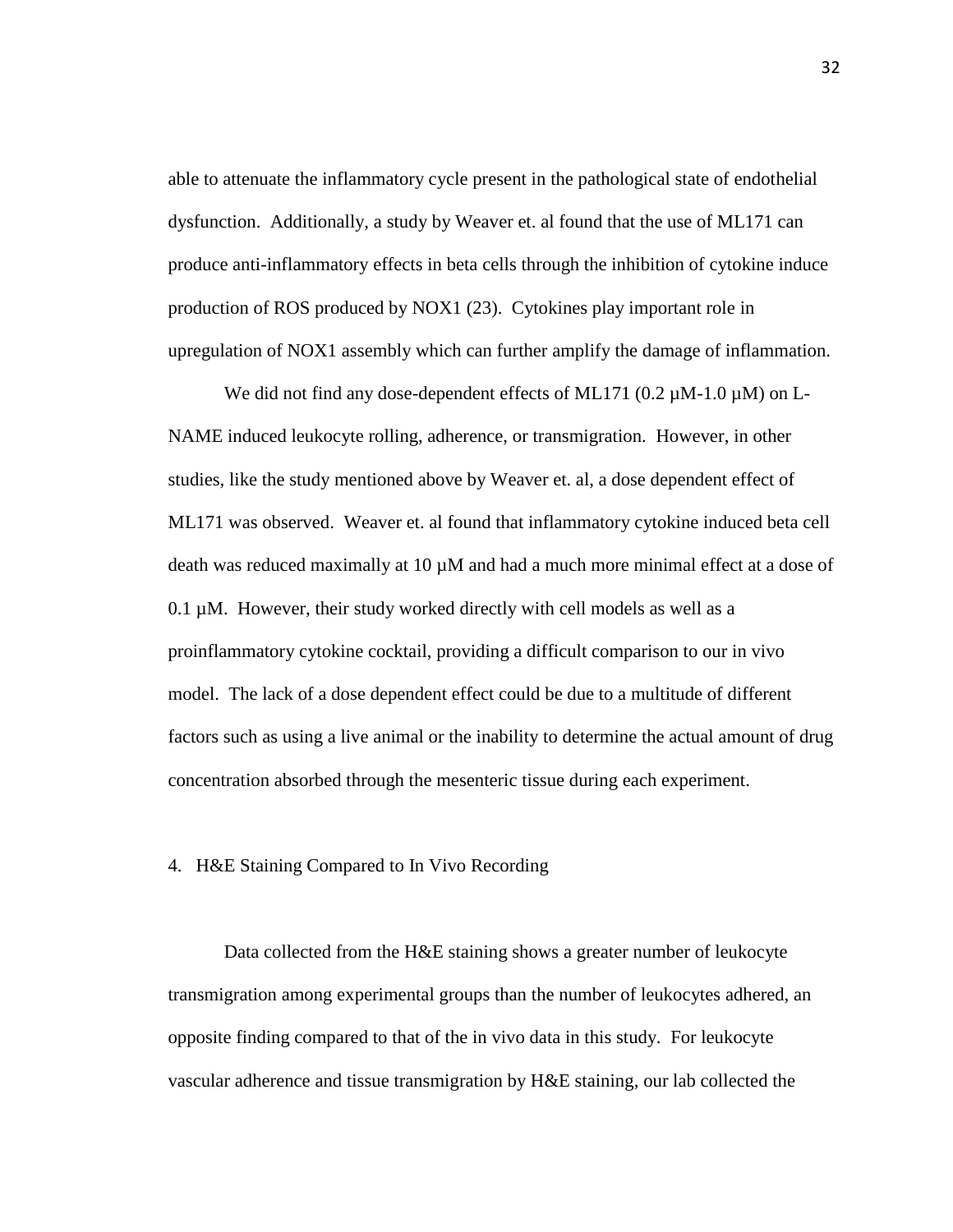able to attenuate the inflammatory cycle present in the pathological state of endothelial dysfunction. Additionally, a study by Weaver et. al found that the use of ML171 can produce anti-inflammatory effects in beta cells through the inhibition of cytokine induce production of ROS produced by NOX1 (23). Cytokines play important role in upregulation of NOX1 assembly which can further amplify the damage of inflammation.

We did not find any dose-dependent effects of ML171 (0.2 µM-1.0 µM) on L-NAME induced leukocyte rolling, adherence, or transmigration. However, in other studies, like the study mentioned above by Weaver et. al, a dose dependent effect of ML171 was observed. Weaver et. al found that inflammatory cytokine induced beta cell death was reduced maximally at 10 µM and had a much more minimal effect at a dose of 0.1 µM. However, their study worked directly with cell models as well as a proinflammatory cytokine cocktail, providing a difficult comparison to our in vivo model. The lack of a dose dependent effect could be due to a multitude of different factors such as using a live animal or the inability to determine the actual amount of drug concentration absorbed through the mesenteric tissue during each experiment.

4. H&E Staining Compared to In Vivo Recording

Data collected from the H&E staining shows a greater number of leukocyte transmigration among experimental groups than the number of leukocytes adhered, an opposite finding compared to that of the in vivo data in this study. For leukocyte vascular adherence and tissue transmigration by H&E staining, our lab collected the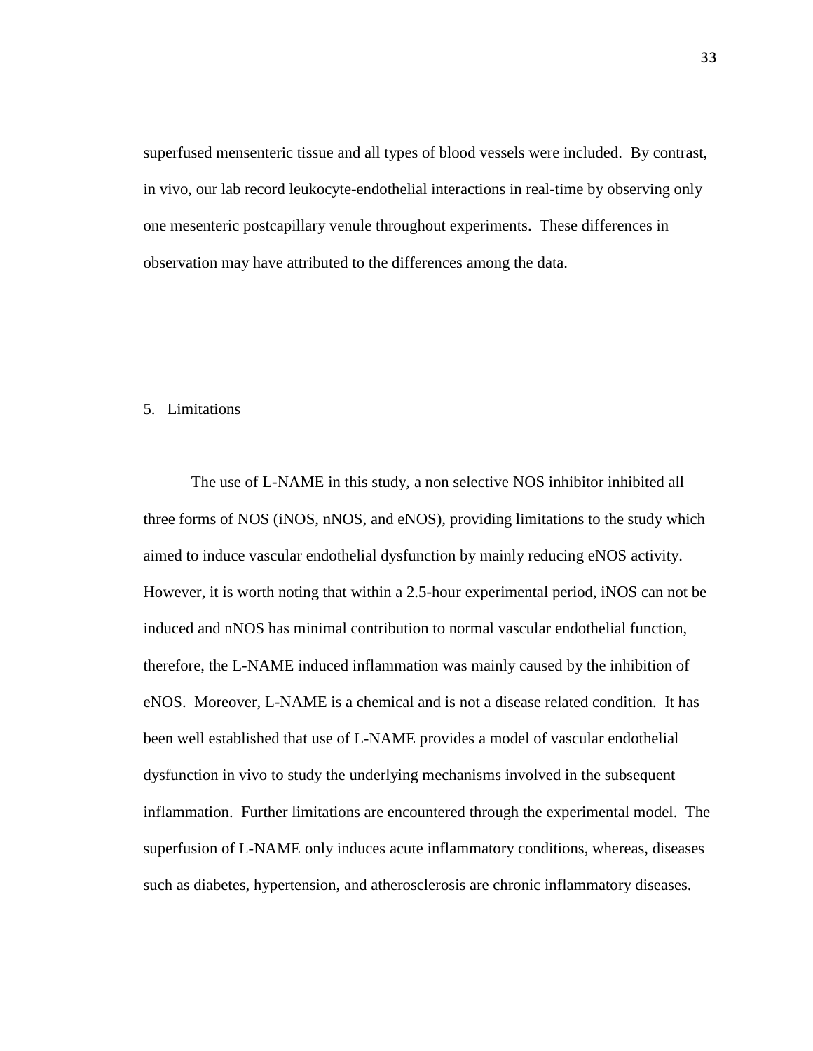superfused mensenteric tissue and all types of blood vessels were included. By contrast, in vivo, our lab record leukocyte-endothelial interactions in real-time by observing only one mesenteric postcapillary venule throughout experiments. These differences in observation may have attributed to the differences among the data.

## 5. Limitations

The use of L-NAME in this study, a non selective NOS inhibitor inhibited all three forms of NOS (iNOS, nNOS, and eNOS), providing limitations to the study which aimed to induce vascular endothelial dysfunction by mainly reducing eNOS activity. However, it is worth noting that within a 2.5-hour experimental period, iNOS can not be induced and nNOS has minimal contribution to normal vascular endothelial function, therefore, the L-NAME induced inflammation was mainly caused by the inhibition of eNOS. Moreover, L-NAME is a chemical and is not a disease related condition. It has been well established that use of L-NAME provides a model of vascular endothelial dysfunction in vivo to study the underlying mechanisms involved in the subsequent inflammation. Further limitations are encountered through the experimental model. The superfusion of L-NAME only induces acute inflammatory conditions, whereas, diseases such as diabetes, hypertension, and atherosclerosis are chronic inflammatory diseases.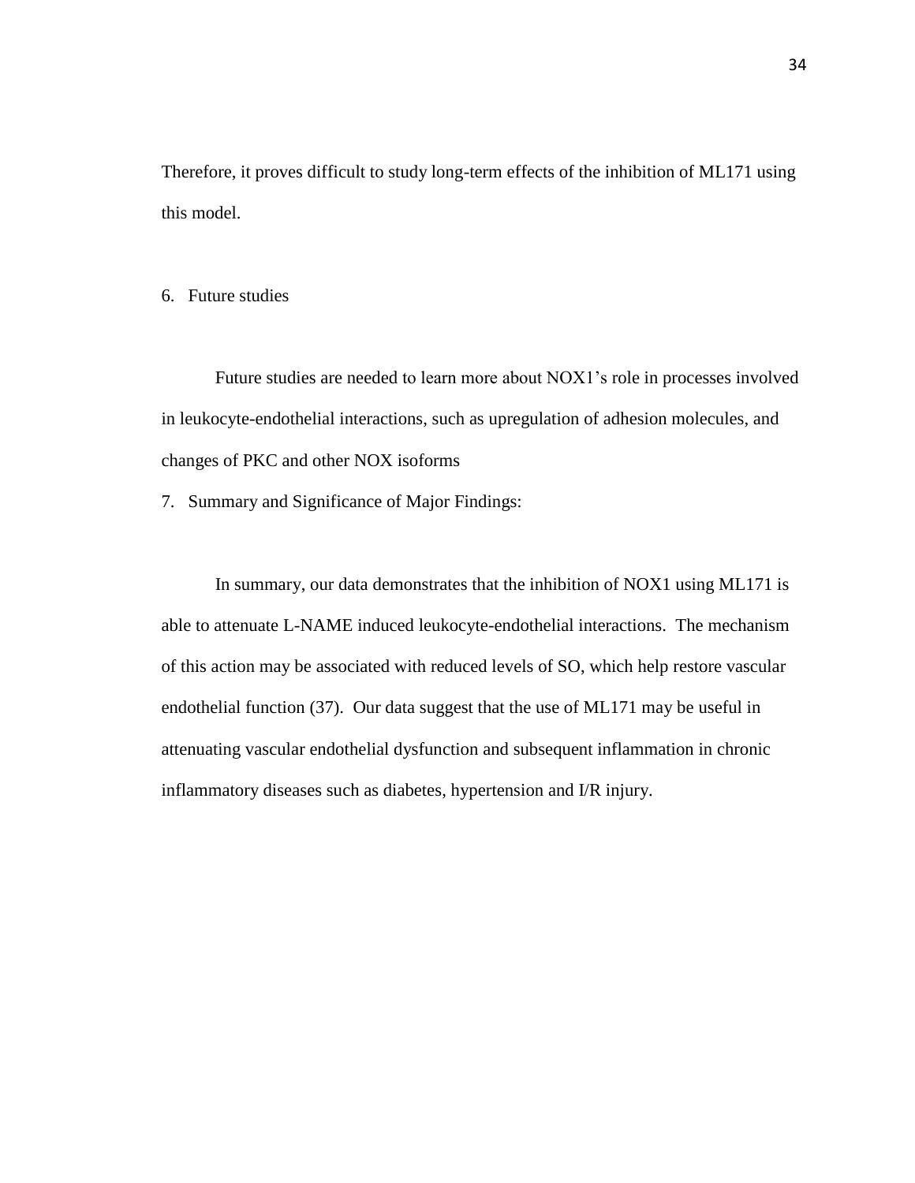Therefore, it proves difficult to study long-term effects of the inhibition of ML171 using this model.

6. Future studies

Future studies are needed to learn more about NOX1's role in processes involved in leukocyte-endothelial interactions, such as upregulation of adhesion molecules, and changes of PKC and other NOX isoforms

7. Summary and Significance of Major Findings:

In summary, our data demonstrates that the inhibition of NOX1 using ML171 is able to attenuate L-NAME induced leukocyte-endothelial interactions. The mechanism of this action may be associated with reduced levels of SO, which help restore vascular endothelial function (37). Our data suggest that the use of ML171 may be useful in attenuating vascular endothelial dysfunction and subsequent inflammation in chronic inflammatory diseases such as diabetes, hypertension and I/R injury.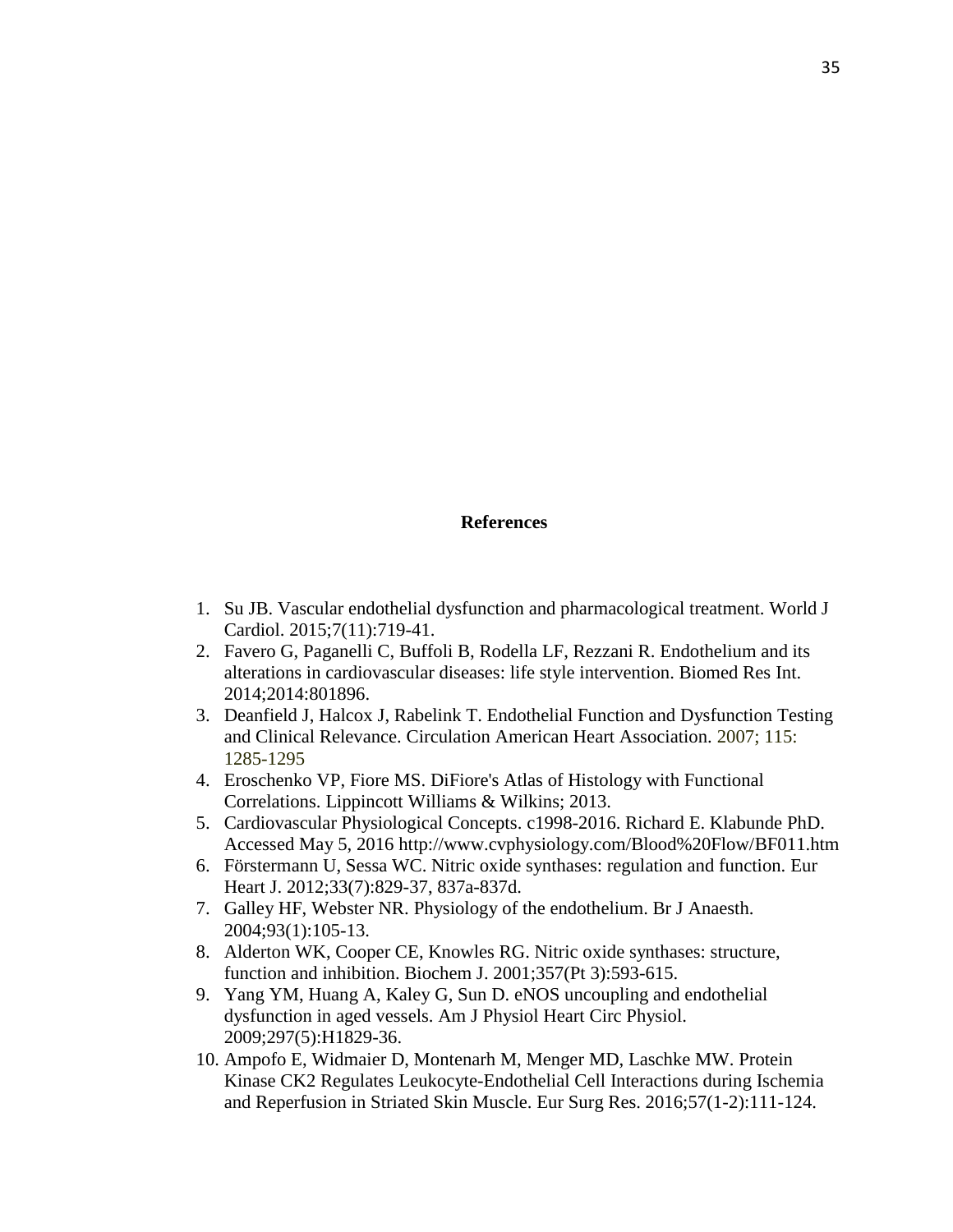## References

1. Su JB. Vascular endothelial dysfunction and pharmacological treatment. World J Cardiol. 2015;7(11):719-41.
2. Favero G, Paganelli C, Buffoli B, Rodella LF, Rezzani R. Endothelium and its alterations in cardiovascular diseases: life style intervention. Biomed Res Int. 2014;2014:801896.
3. Deanfield J, Halcox J, Rabelink T. Endothelial Function and Dysfunction Testing and Clinical Relevance. Circulation American Heart Association. 2007; 115: 1285-1295
4. Eroschenko VP, Fiore MS. DiFiore's Atlas of Histology with Functional Correlations. Lippincott Williams & Wilkins; 2013.
5. Cardiovascular Physiological Concepts. c1998-2016. Richard E. Klabunde PhD. Accessed May 5, 2016 http://www.cvphysiology.com/Blood%20Flow/BF011.htm
6. Förstermann U, Sessa WC. Nitric oxide synthases: regulation and function. Eur Heart J. 2012;33(7):829-37, 837a-837d.
7. Galley HF, Webster NR. Physiology of the endothelium. Br J Anaesth. 2004;93(1):105-13.
8. Alderton WK, Cooper CE, Knowles RG. Nitric oxide synthases: structure, function and inhibition. Biochem J. 2001;357(Pt 3):593-615.
9. Yang YM, Huang A, Kaley G, Sun D. eNOS uncoupling and endothelial dysfunction in aged vessels. Am J Physiol Heart Circ Physiol. 2009;297(5):H1829-36.
10. Ampofo E, Widmaier D, Montenarh M, Menger MD, Laschke MW. Protein Kinase CK2 Regulates Leukocyte-Endothelial Cell Interactions during Ischemia and Reperfusion in Striated Skin Muscle. Eur Surg Res. 2016;57(1-2):111-124.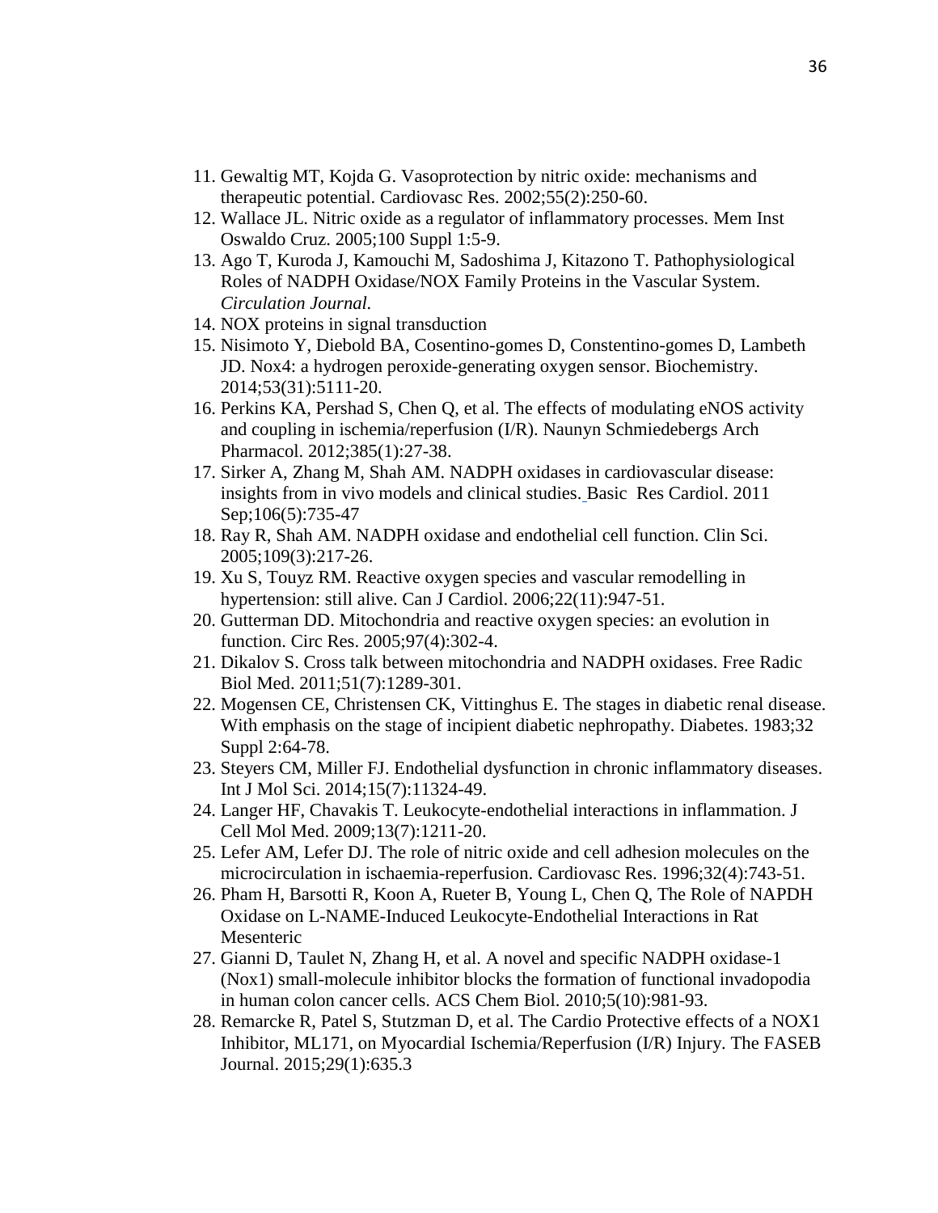11. Gewaltig MT, Kojda G. Vasoprotection by nitric oxide: mechanisms and therapeutic potential. Cardiovasc Res. 2002;55(2):250-60.
12. Wallace JL. Nitric oxide as a regulator of inflammatory processes. Mem Inst Oswaldo Cruz. 2005;100 Suppl 1:5-9.
13. Ago T, Kuroda J, Kamouchi M, Sadoshima J, Kitazono T. Pathophysiological Roles of NADPH Oxidase/NOX Family Proteins in the Vascular System. *Circulation Journal.*
14. NOX proteins in signal transduction
15. Nisimoto Y, Diebold BA, Cosentino-gomes D, Constentino-gomes D, Lambeth JD. Nox4: a hydrogen peroxide-generating oxygen sensor. Biochemistry. 2014;53(31):5111-20.
16. Perkins KA, Pershad S, Chen Q, et al. The effects of modulating eNOS activity and coupling in ischemia/reperfusion (I/R). Naunyn Schmiedebergs Arch Pharmacol. 2012;385(1):27-38.
17. Sirker A, Zhang M, Shah AM. NADPH oxidases in cardiovascular disease: insights from in vivo models and clinical studies. Basic Res Cardiol. 2011 Sep;106(5):735-47
18. Ray R, Shah AM. NADPH oxidase and endothelial cell function. Clin Sci. 2005;109(3):217-26.
19. Xu S, Touyz RM. Reactive oxygen species and vascular remodelling in hypertension: still alive. Can J Cardiol. 2006;22(11):947-51.
20. Gutterman DD. Mitochondria and reactive oxygen species: an evolution in function. Circ Res. 2005;97(4):302-4.
21. Dikalov S. Cross talk between mitochondria and NADPH oxidases. Free Radic Biol Med. 2011;51(7):1289-301.
22. Mogensen CE, Christensen CK, Vittinghus E. The stages in diabetic renal disease. With emphasis on the stage of incipient diabetic nephropathy. Diabetes. 1983;32 Suppl 2:64-78.
23. Steyers CM, Miller FJ. Endothelial dysfunction in chronic inflammatory diseases. Int J Mol Sci. 2014;15(7):11324-49.
24. Langer HF, Chavakis T. Leukocyte-endothelial interactions in inflammation. J Cell Mol Med. 2009;13(7):1211-20.
25. Lefer AM, Lefer DJ. The role of nitric oxide and cell adhesion molecules on the microcirculation in ischaemia-reperfusion. Cardiovasc Res. 1996;32(4):743-51.
26. Pham H, Barsotti R, Koon A, Rueter B, Young L, Chen Q, The Role of NAPDH Oxidase on L-NAME-Induced Leukocyte-Endothelial Interactions in Rat Mesenteric
27. Gianni D, Taulet N, Zhang H, et al. A novel and specific NADPH oxidase-1 (Nox1) small-molecule inhibitor blocks the formation of functional invadopodia in human colon cancer cells. ACS Chem Biol. 2010;5(10):981-93.
28. Remarcke R, Patel S, Stutzman D, et al. The Cardio Protective effects of a NOX1 Inhibitor, ML171, on Myocardial Ischemia/Reperfusion (I/R) Injury. The FASEB Journal. 2015;29(1):635.3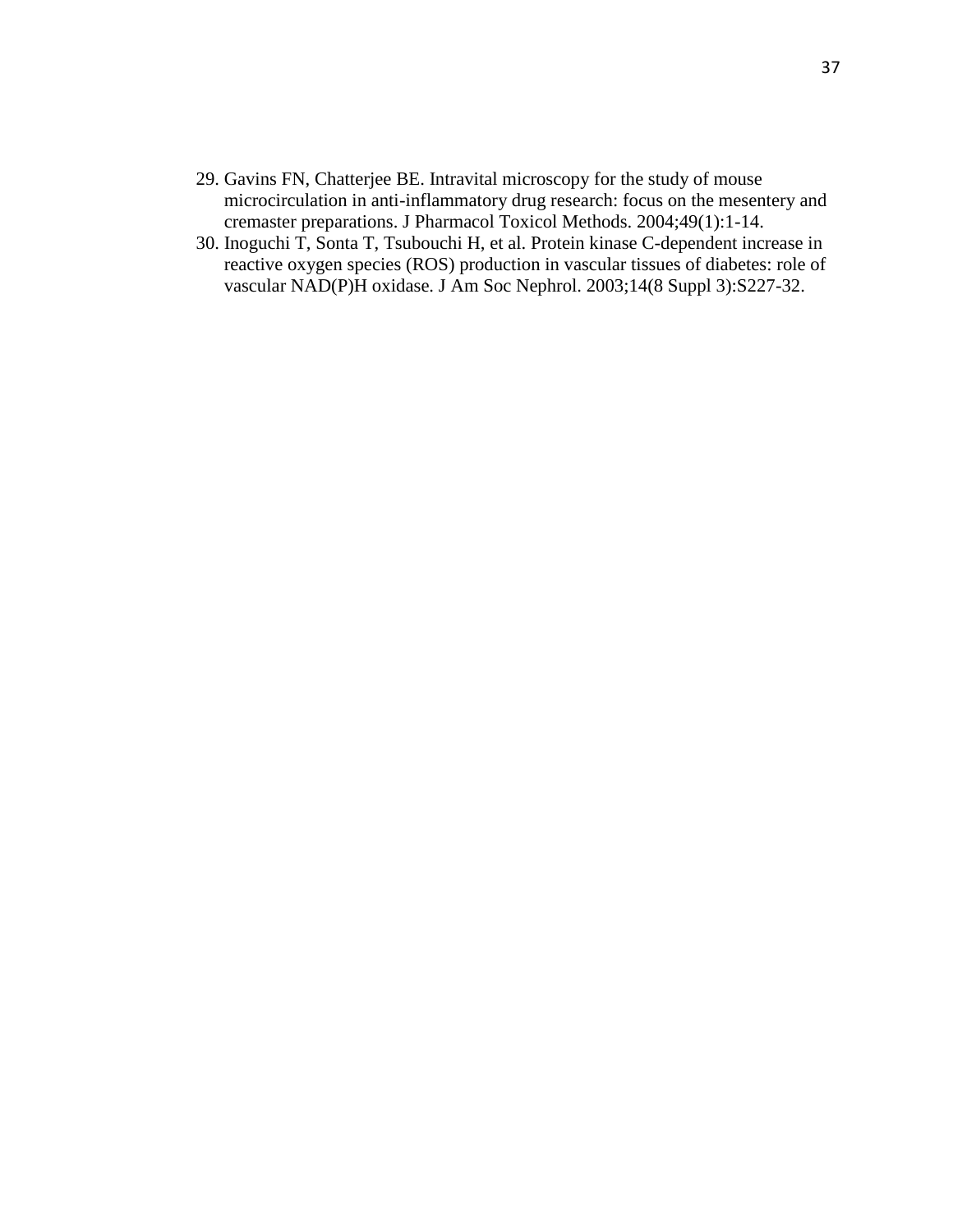29. Gavins FN, Chatterjee BE. Intravital microscopy for the study of mouse microcirculation in anti-inflammatory drug research: focus on the mesentery and cremaster preparations. J Pharmacol Toxicol Methods. 2004;49(1):1-14.
30. Inoguchi T, Sonta T, Tsubouchi H, et al. Protein kinase C-dependent increase in reactive oxygen species (ROS) production in vascular tissues of diabetes: role of vascular NAD(P)H oxidase. J Am Soc Nephrol. 2003;14(8 Suppl 3):S227-32.